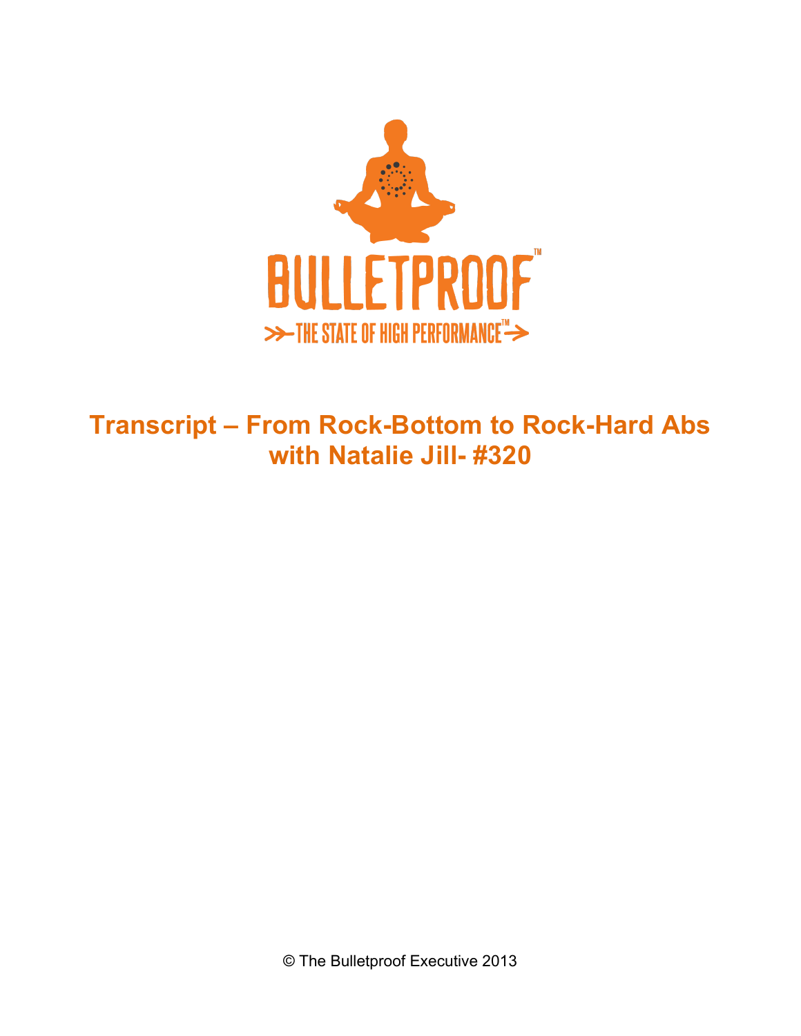BULLETPROOF™

THE STATE OF HIGH PERFORMANCE™

# Transcript – From Rock-Bottom to Rock-Hard Abs with Natalie Jill- #320

© The Bulletproof Executive 2013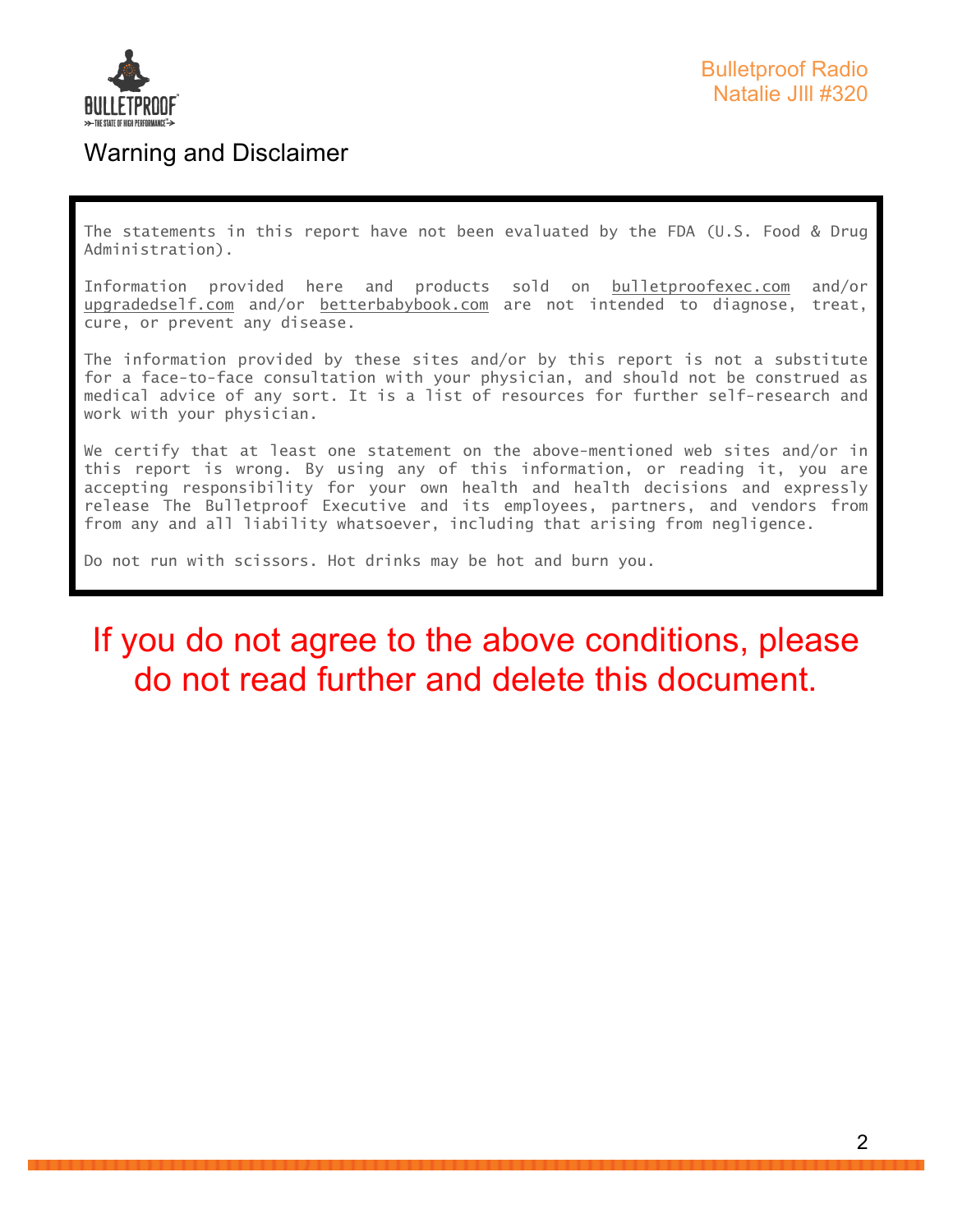## Warning and Disclaimer

The statements in this report have not been evaluated by the FDA (U.S. Food & Drug Administration).

Information provided here and products sold on bulletproofexec.com and/or upgradedself.com and/or betterbabybook.com are not intended to diagnose, treat, cure, or prevent any disease.

The information provided by these sites and/or by this report is not a substitute for a face-to-face consultation with your physician, and should not be construed as medical advice of any sort. It is a list of resources for further self-research and work with your physician.

We certify that at least one statement on the above-mentioned web sites and/or in this report is wrong. By using any of this information, or reading it, you are accepting responsibility for your own health and health decisions and expressly release The Bulletproof Executive and its employees, partners, and vendors from from any and all liability whatsoever, including that arising from negligence.

Do not run with scissors. Hot drinks may be hot and burn you.

**If you do not agree to the above conditions, please do not read further and delete this document.**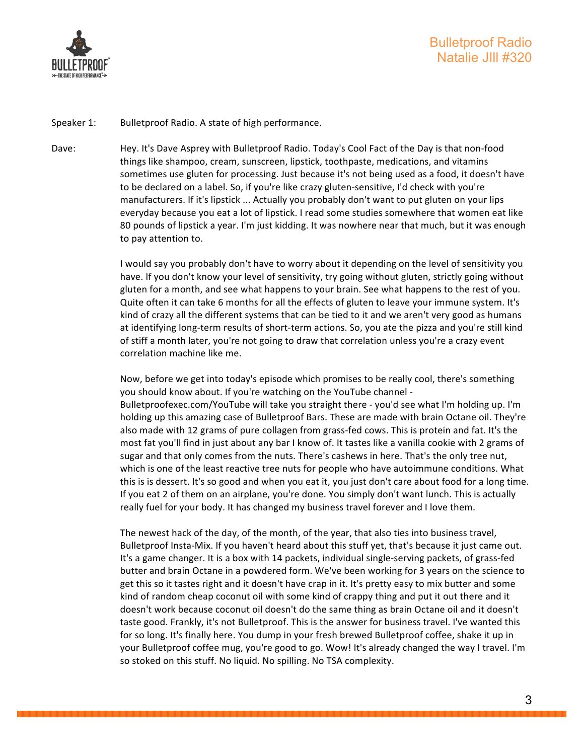Speaker 1: Bulletproof Radio. A state of high performance.

Dave: Hey. It's Dave Asprey with Bulletproof Radio. Today's Cool Fact of the Day is that non-food things like shampoo, cream, sunscreen, lipstick, toothpaste, medications, and vitamins sometimes use gluten for processing. Just because it's not being used as a food, it doesn't have to be declared on a label. So, if you're like crazy gluten-sensitive, I'd check with you're manufacturers. If it's lipstick ... Actually you probably don't want to put gluten on your lips everyday because you eat a lot of lipstick. I read some studies somewhere that women eat like 80 pounds of lipstick a year. I'm just kidding. It was nowhere near that much, but it was enough to pay attention to.

I would say you probably don't have to worry about it depending on the level of sensitivity you have. If you don't know your level of sensitivity, try going without gluten, strictly going without gluten for a month, and see what happens to your brain. See what happens to the rest of you. Quite often it can take 6 months for all the effects of gluten to leave your immune system. It's kind of crazy all the different systems that can be tied to it and we aren't very good as humans at identifying long-term results of short-term actions. So, you ate the pizza and you're still kind of stiff a month later, you're not going to draw that correlation unless you're a crazy event correlation machine like me.

Now, before we get into today's episode which promises to be really cool, there's something you should know about. If you're watching on the YouTube channel - Bulletproofexec.com/YouTube will take you straight there - you'd see what I'm holding up. I'm holding up this amazing case of Bulletproof Bars. These are made with brain Octane oil. They're also made with 12 grams of pure collagen from grass-fed cows. This is protein and fat. It's the most fat you'll find in just about any bar I know of. It tastes like a vanilla cookie with 2 grams of sugar and that only comes from the nuts. There's cashews in here. That's the only tree nut, which is one of the least reactive tree nuts for people who have autoimmune conditions. What this is is dessert. It's so good and when you eat it, you just don't care about food for a long time. If you eat 2 of them on an airplane, you're done. You simply don't want lunch. This is actually really fuel for your body. It has changed my business travel forever and I love them.

The newest hack of the day, of the month, of the year, that also ties into business travel, Bulletproof Insta-Mix. If you haven't heard about this stuff yet, that's because it just came out. It's a game changer. It is a box with 14 packets, individual single-serving packets, of grass-fed butter and brain Octane in a powdered form. We've been working for 3 years on the science to get this so it tastes right and it doesn't have crap in it. It's pretty easy to mix butter and some kind of random cheap coconut oil with some kind of crappy thing and put it out there and it doesn't work because coconut oil doesn't do the same thing as brain Octane oil and it doesn't taste good. Frankly, it's not Bulletproof. This is the answer for business travel. I've wanted this for so long. It's finally here. You dump in your fresh brewed Bulletproof coffee, shake it up in your Bulletproof coffee mug, you're good to go. Wow! It's already changed the way I travel. I'm so stoked on this stuff. No liquid. No spilling. No TSA complexity.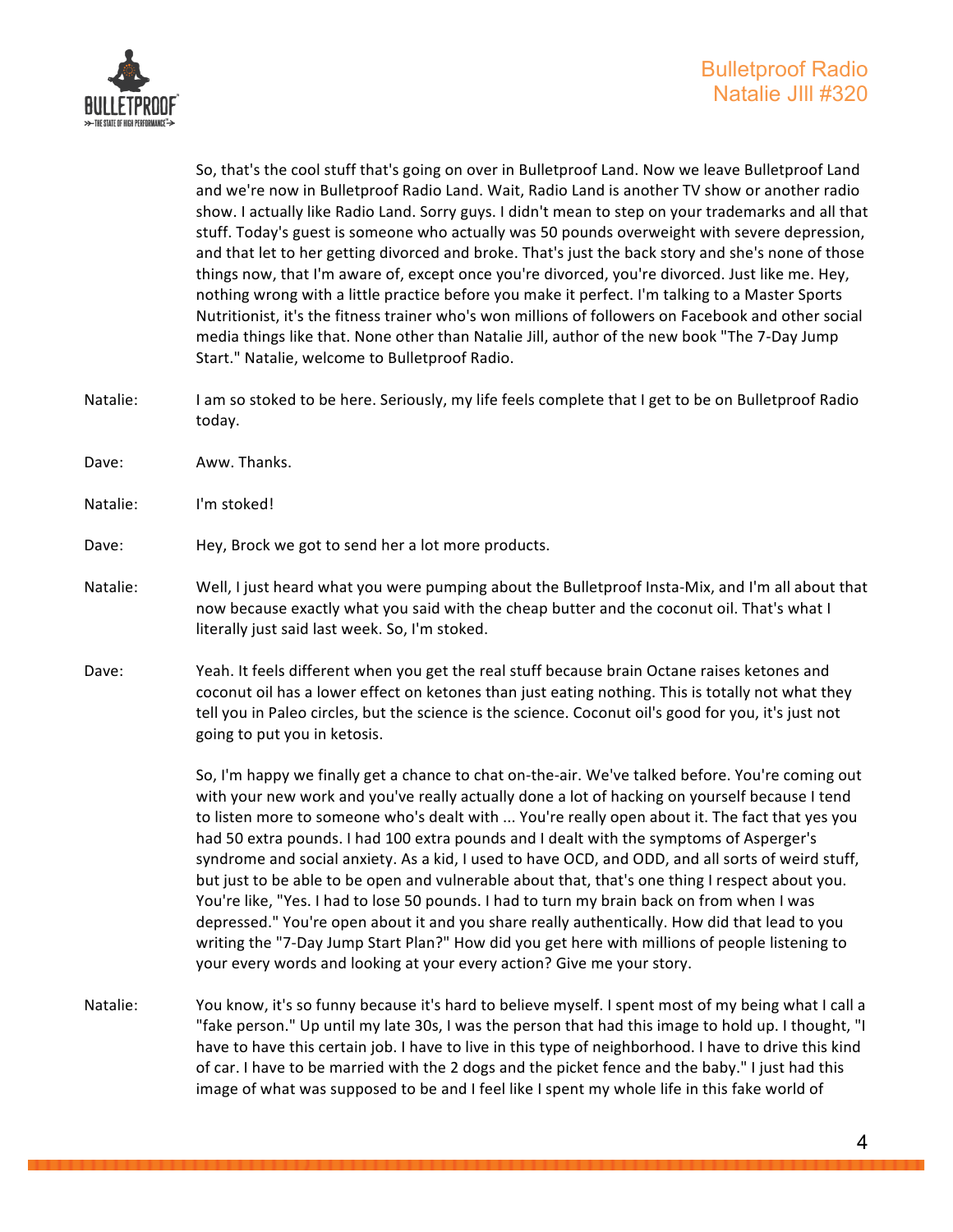So, that's the cool stuff that's going on over in Bulletproof Land. Now we leave Bulletproof Land and we're now in Bulletproof Radio Land. Wait, Radio Land is another TV show or another radio show. I actually like Radio Land. Sorry guys. I didn't mean to step on your trademarks and all that stuff. Today's guest is someone who actually was 50 pounds overweight with severe depression, and that let to her getting divorced and broke. That's just the back story and she's none of those things now, that I'm aware of, except once you're divorced, you're divorced. Just like me. Hey, nothing wrong with a little practice before you make it perfect. I'm talking to a Master Sports Nutritionist, it's the fitness trainer who's won millions of followers on Facebook and other social media things like that. None other than Natalie Jill, author of the new book "The 7-Day Jump Start." Natalie, welcome to Bulletproof Radio.

Natalie: I am so stoked to be here. Seriously, my life feels complete that I get to be on Bulletproof Radio today.

Dave: Aww. Thanks.

Natalie: I'm stoked!

Dave: Hey, Brock we got to send her a lot more products.

Natalie: Well, I just heard what you were pumping about the Bulletproof Insta-Mix, and I'm all about that now because exactly what you said with the cheap butter and the coconut oil. That's what I literally just said last week. So, I'm stoked.

Dave: Yeah. It feels different when you get the real stuff because brain Octane raises ketones and coconut oil has a lower effect on ketones than just eating nothing. This is totally not what they tell you in Paleo circles, but the science is the science. Coconut oil's good for you, it's just not going to put you in ketosis.

So, I'm happy we finally get a chance to chat on-the-air. We've talked before. You're coming out with your new work and you've really actually done a lot of hacking on yourself because I tend to listen more to someone who's dealt with ... You're really open about it. The fact that yes you had 50 extra pounds. I had 100 extra pounds and I dealt with the symptoms of Asperger's syndrome and social anxiety. As a kid, I used to have OCD, and ODD, and all sorts of weird stuff, but just to be able to be open and vulnerable about that, that's one thing I respect about you. You're like, "Yes. I had to lose 50 pounds. I had to turn my brain back on from when I was depressed." You're open about it and you share really authentically. How did that lead to you writing the "7-Day Jump Start Plan?" How did you get here with millions of people listening to your every words and looking at your every action? Give me your story.

Natalie: You know, it's so funny because it's hard to believe myself. I spent most of my being what I call a "fake person." Up until my late 30s, I was the person that had this image to hold up. I thought, "I have to have this certain job. I have to live in this type of neighborhood. I have to drive this kind of car. I have to be married with the 2 dogs and the picket fence and the baby." I just had this image of what was supposed to be and I feel like I spent my whole life in this fake world of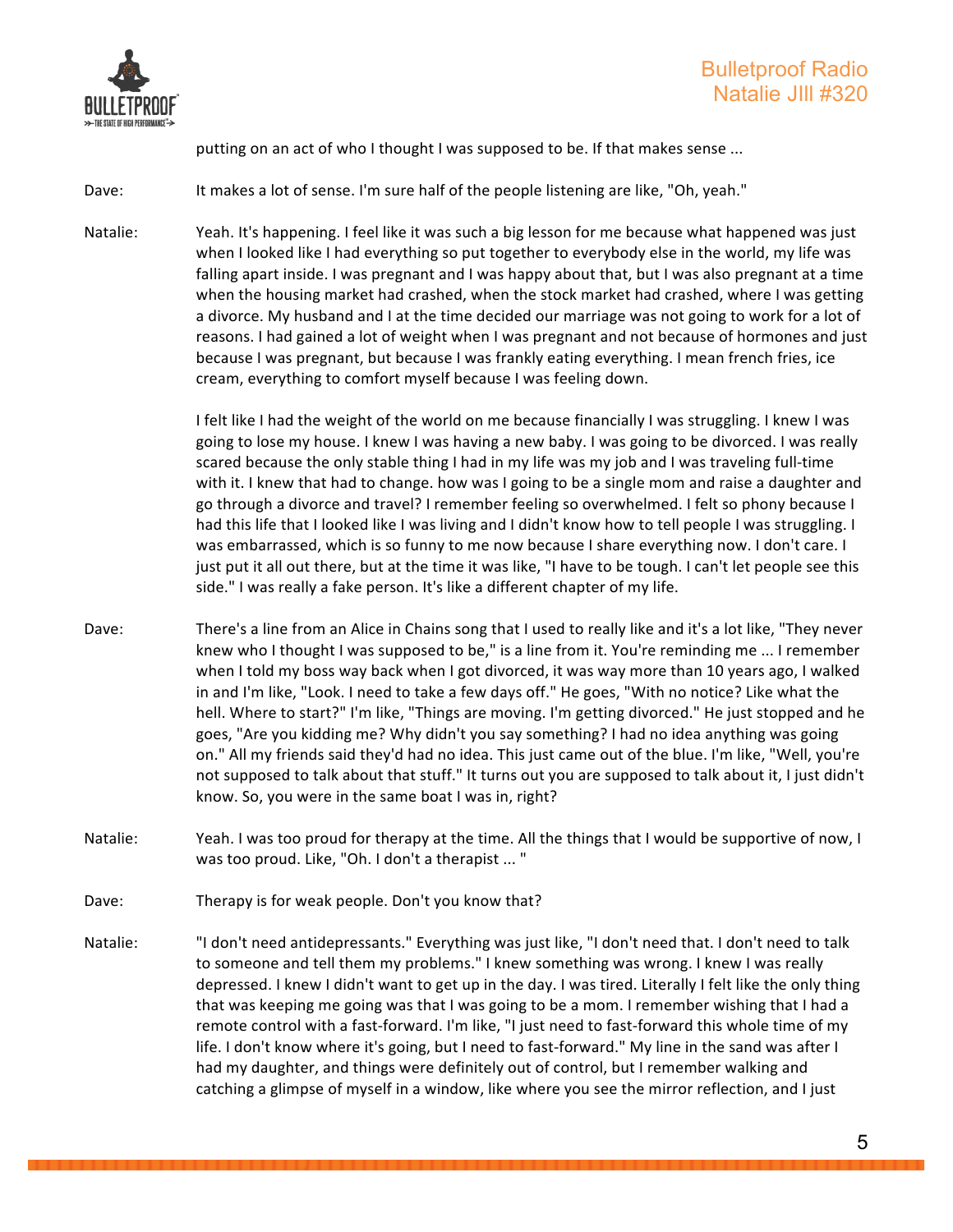putting on an act of who I thought I was supposed to be. If that makes sense ...

Dave: It makes a lot of sense. I'm sure half of the people listening are like, "Oh, yeah."

Natalie: Yeah. It's happening. I feel like it was such a big lesson for me because what happened was just when I looked like I had everything so put together to everybody else in the world, my life was falling apart inside. I was pregnant and I was happy about that, but I was also pregnant at a time when the housing market had crashed, when the stock market had crashed, where I was getting a divorce. My husband and I at the time decided our marriage was not going to work for a lot of reasons. I had gained a lot of weight when I was pregnant and not because of hormones and just because I was pregnant, but because I was frankly eating everything. I mean french fries, ice cream, everything to comfort myself because I was feeling down.

I felt like I had the weight of the world on me because financially I was struggling. I knew I was going to lose my house. I knew I was having a new baby. I was going to be divorced. I was really scared because the only stable thing I had in my life was my job and I was traveling full-time with it. I knew that had to change. how was I going to be a single mom and raise a daughter and go through a divorce and travel? I remember feeling so overwhelmed. I felt so phony because I had this life that I looked like I was living and I didn't know how to tell people I was struggling. I was embarrassed, which is so funny to me now because I share everything now. I don't care. I just put it all out there, but at the time it was like, "I have to be tough. I can't let people see this side." I was really a fake person. It's like a different chapter of my life.

Dave: There's a line from an Alice in Chains song that I used to really like and it's a lot like, "They never knew who I thought I was supposed to be," is a line from it. You're reminding me ... I remember when I told my boss way back when I got divorced, it was way more than 10 years ago, I walked in and I'm like, "Look. I need to take a few days off." He goes, "With no notice? Like what the hell. Where to start?" I'm like, "Things are moving. I'm getting divorced." He just stopped and he goes, "Are you kidding me? Why didn't you say something? I had no idea anything was going on." All my friends said they'd had no idea. This just came out of the blue. I'm like, "Well, you're not supposed to talk about that stuff." It turns out you are supposed to talk about it, I just didn't know. So, you were in the same boat I was in, right?

Natalie: Yeah. I was too proud for therapy at the time. All the things that I would be supportive of now, I was too proud. Like, "Oh. I don't a therapist ... "

Dave: Therapy is for weak people. Don't you know that?

Natalie: "I don't need antidepressants." Everything was just like, "I don't need that. I don't need to talk to someone and tell them my problems." I knew something was wrong. I knew I was really depressed. I knew I didn't want to get up in the day. I was tired. Literally I felt like the only thing that was keeping me going was that I was going to be a mom. I remember wishing that I had a remote control with a fast-forward. I'm like, "I just need to fast-forward this whole time of my life. I don't know where it's going, but I need to fast-forward." My line in the sand was after I had my daughter, and things were definitely out of control, but I remember walking and catching a glimpse of myself in a window, like where you see the mirror reflection, and I just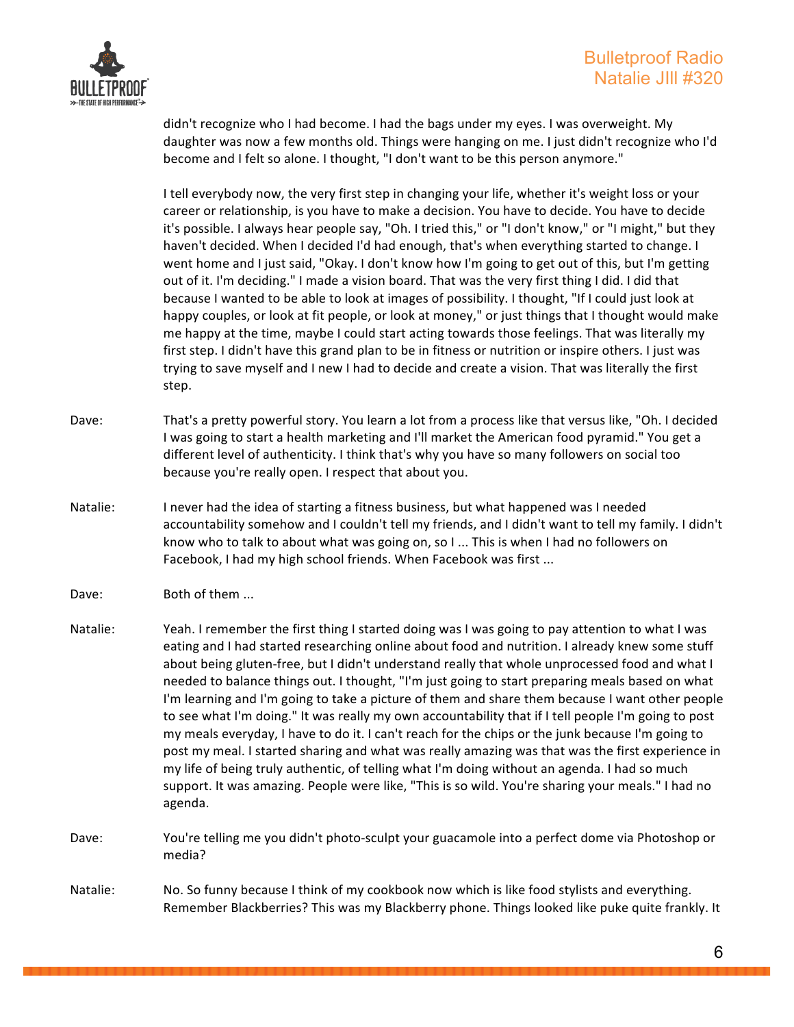didn't recognize who I had become. I had the bags under my eyes. I was overweight. My daughter was now a few months old. Things were hanging on me. I just didn't recognize who I'd become and I felt so alone. I thought, "I don't want to be this person anymore."

I tell everybody now, the very first step in changing your life, whether it's weight loss or your career or relationship, is you have to make a decision. You have to decide. You have to decide it's possible. I always hear people say, "Oh. I tried this," or "I don't know," or "I might," but they haven't decided. When I decided I'd had enough, that's when everything started to change. I went home and I just said, "Okay. I don't know how I'm going to get out of this, but I'm getting out of it. I'm deciding." I made a vision board. That was the very first thing I did. I did that because I wanted to be able to look at images of possibility. I thought, "If I could just look at happy couples, or look at fit people, or look at money," or just things that I thought would make me happy at the time, maybe I could start acting towards those feelings. That was literally my first step. I didn't have this grand plan to be in fitness or nutrition or inspire others. I just was trying to save myself and I new I had to decide and create a vision. That was literally the first step.

Dave: That's a pretty powerful story. You learn a lot from a process like that versus like, "Oh. I decided I was going to start a health marketing and I'll market the American food pyramid." You get a different level of authenticity. I think that's why you have so many followers on social too because you're really open. I respect that about you.

Natalie: I never had the idea of starting a fitness business, but what happened was I needed accountability somehow and I couldn't tell my friends, and I didn't want to tell my family. I didn't know who to talk to about what was going on, so I ... This is when I had no followers on Facebook, I had my high school friends. When Facebook was first ...

Dave: Both of them ...

Natalie: Yeah. I remember the first thing I started doing was I was going to pay attention to what I was eating and I had started researching online about food and nutrition. I already knew some stuff about being gluten-free, but I didn't understand really that whole unprocessed food and what I needed to balance things out. I thought, "I'm just going to start preparing meals based on what I'm learning and I'm going to take a picture of them and share them because I want other people to see what I'm doing." It was really my own accountability that if I tell people I'm going to post my meals everyday, I have to do it. I can't reach for the chips or the junk because I'm going to post my meal. I started sharing and what was really amazing was that was the first experience in my life of being truly authentic, of telling what I'm doing without an agenda. I had so much support. It was amazing. People were like, "This is so wild. You're sharing your meals." I had no agenda.

Dave: You're telling me you didn't photo-sculpt your guacamole into a perfect dome via Photoshop or media?

Natalie: No. So funny because I think of my cookbook now which is like food stylists and everything. Remember Blackberries? This was my Blackberry phone. Things looked like puke quite frankly. It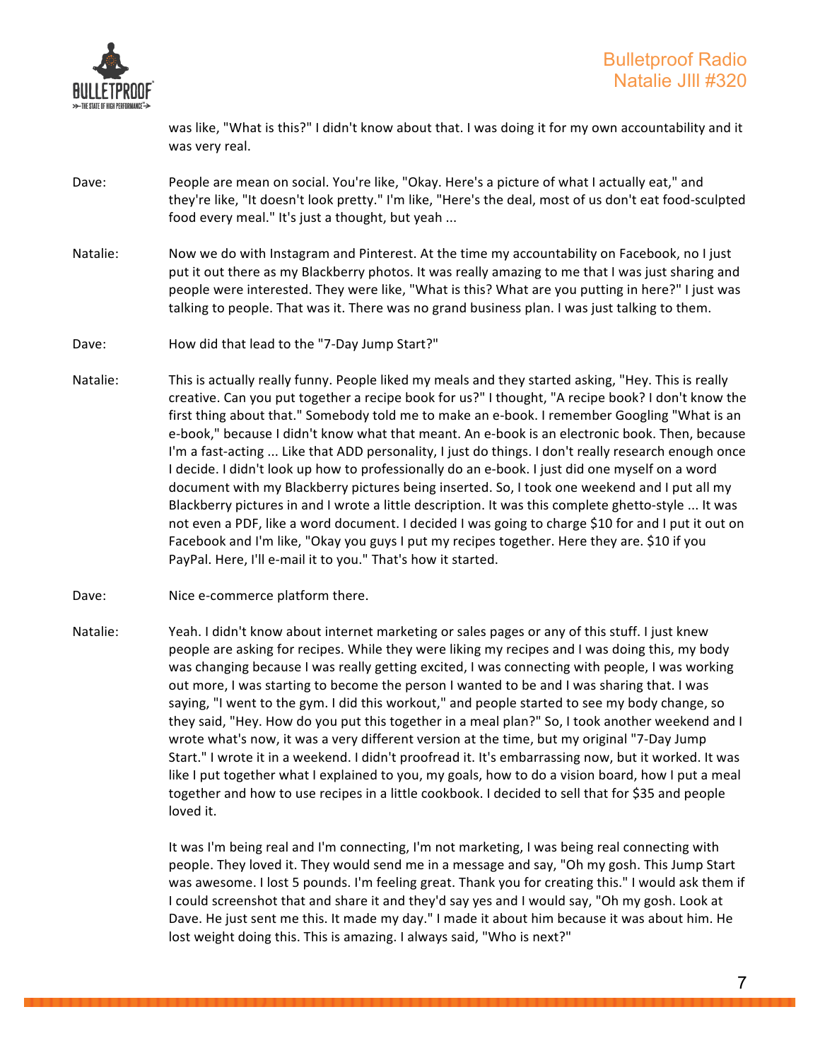was like, "What is this?" I didn't know about that. I was doing it for my own accountability and it was very real.

Dave: People are mean on social. You're like, "Okay. Here's a picture of what I actually eat," and they're like, "It doesn't look pretty." I'm like, "Here's the deal, most of us don't eat food-sculpted food every meal." It's just a thought, but yeah ...

Natalie: Now we do with Instagram and Pinterest. At the time my accountability on Facebook, no I just put it out there as my Blackberry photos. It was really amazing to me that I was just sharing and people were interested. They were like, "What is this? What are you putting in here?" I just was talking to people. That was it. There was no grand business plan. I was just talking to them.

Dave: How did that lead to the "7-Day Jump Start?"

Natalie: This is actually really funny. People liked my meals and they started asking, "Hey. This is really creative. Can you put together a recipe book for us?" I thought, "A recipe book? I don't know the first thing about that." Somebody told me to make an e-book. I remember Googling "What is an e-book," because I didn't know what that meant. An e-book is an electronic book. Then, because I'm a fast-acting ... Like that ADD personality, I just do things. I don't really research enough once I decide. I didn't look up how to professionally do an e-book. I just did one myself on a word document with my Blackberry pictures being inserted. So, I took one weekend and I put all my Blackberry pictures in and I wrote a little description. It was this complete ghetto-style ... It was not even a PDF, like a word document. I decided I was going to charge $10 for and I put it out on Facebook and I'm like, "Okay you guys I put my recipes together. Here they are. $10 if you PayPal. Here, I'll e-mail it to you." That's how it started.

Dave: Nice e-commerce platform there.

Natalie: Yeah. I didn't know about internet marketing or sales pages or any of this stuff. I just knew people are asking for recipes. While they were liking my recipes and I was doing this, my body was changing because I was really getting excited, I was connecting with people, I was working out more, I was starting to become the person I wanted to be and I was sharing that. I was saying, "I went to the gym. I did this workout," and people started to see my body change, so they said, "Hey. How do you put this together in a meal plan?" So, I took another weekend and I wrote what's now, it was a very different version at the time, but my original "7-Day Jump Start." I wrote it in a weekend. I didn't proofread it. It's embarrassing now, but it worked. It was like I put together what I explained to you, my goals, how to do a vision board, how I put a meal together and how to use recipes in a little cookbook. I decided to sell that for $35 and people loved it.

It was I'm being real and I'm connecting, I'm not marketing, I was being real connecting with people. They loved it. They would send me in a message and say, "Oh my gosh. This Jump Start was awesome. I lost 5 pounds. I'm feeling great. Thank you for creating this." I would ask them if I could screenshot that and share it and they'd say yes and I would say, "Oh my gosh. Look at Dave. He just sent me this. It made my day." I made it about him because it was about him. He lost weight doing this. This is amazing. I always said, "Who is next?"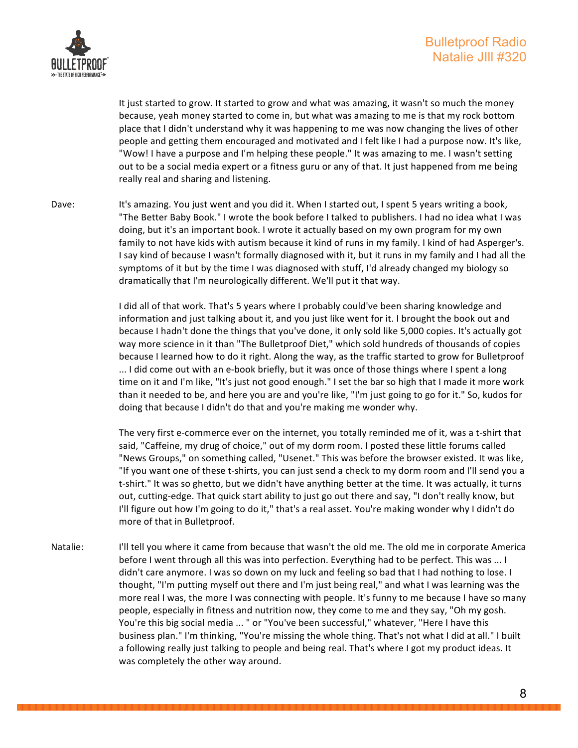It just started to grow. It started to grow and what was amazing, it wasn't so much the money because, yeah money started to come in, but what was amazing to me is that my rock bottom place that I didn't understand why it was happening to me was now changing the lives of other people and getting them encouraged and motivated and I felt like I had a purpose now. It's like, "Wow! I have a purpose and I'm helping these people." It was amazing to me. I wasn't setting out to be a social media expert or a fitness guru or any of that. It just happened from me being really real and sharing and listening.

Dave: It's amazing. You just went and you did it. When I started out, I spent 5 years writing a book, "The Better Baby Book." I wrote the book before I talked to publishers. I had no idea what I was doing, but it's an important book. I wrote it actually based on my own program for my own family to not have kids with autism because it kind of runs in my family. I kind of had Asperger's. I say kind of because I wasn't formally diagnosed with it, but it runs in my family and I had all the symptoms of it but by the time I was diagnosed with stuff, I'd already changed my biology so dramatically that I'm neurologically different. We'll put it that way.

I did all of that work. That's 5 years where I probably could've been sharing knowledge and information and just talking about it, and you just like went for it. I brought the book out and because I hadn't done the things that you've done, it only sold like 5,000 copies. It's actually got way more science in it than "The Bulletproof Diet," which sold hundreds of thousands of copies because I learned how to do it right. Along the way, as the traffic started to grow for Bulletproof ... I did come out with an e-book briefly, but it was once of those things where I spent a long time on it and I'm like, "It's just not good enough." I set the bar so high that I made it more work than it needed to be, and here you are and you're like, "I'm just going to go for it." So, kudos for doing that because I didn't do that and you're making me wonder why.

The very first e-commerce ever on the internet, you totally reminded me of it, was a t-shirt that said, "Caffeine, my drug of choice," out of my dorm room. I posted these little forums called "News Groups," on something called, "Usenet." This was before the browser existed. It was like, "If you want one of these t-shirts, you can just send a check to my dorm room and I'll send you a t-shirt." It was so ghetto, but we didn't have anything better at the time. It was actually, it turns out, cutting-edge. That quick start ability to just go out there and say, "I don't really know, but I'll figure out how I'm going to do it," that's a real asset. You're making wonder why I didn't do more of that in Bulletproof.

Natalie: I'll tell you where it came from because that wasn't the old me. The old me in corporate America before I went through all this was into perfection. Everything had to be perfect. This was ... I didn't care anymore. I was so down on my luck and feeling so bad that I had nothing to lose. I thought, "I'm putting myself out there and I'm just being real," and what I was learning was the more real I was, the more I was connecting with people. It's funny to me because I have so many people, especially in fitness and nutrition now, they come to me and they say, "Oh my gosh. You're this big social media ... " or "You've been successful," whatever, "Here I have this business plan." I'm thinking, "You're missing the whole thing. That's not what I did at all." I built a following really just talking to people and being real. That's where I got my product ideas. It was completely the other way around.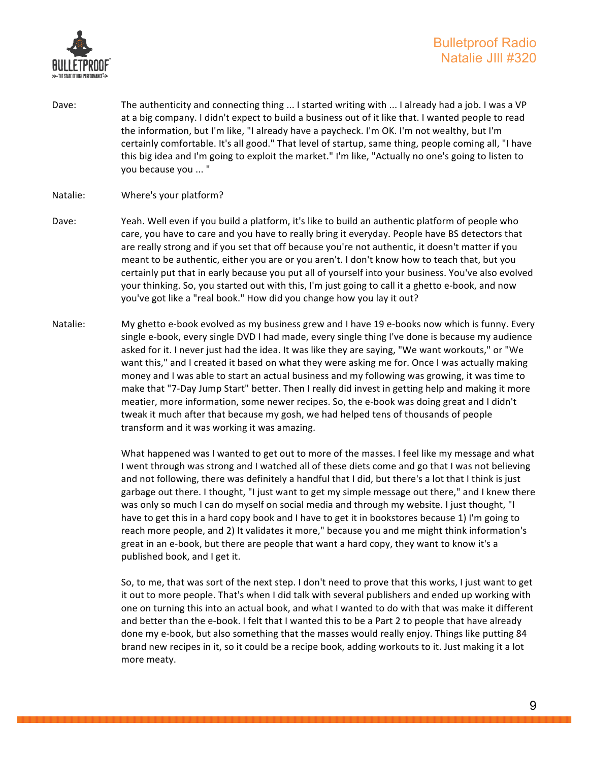Dave: The authenticity and connecting thing ... I started writing with ... I already had a job. I was a VP at a big company. I didn't expect to build a business out of it like that. I wanted people to read the information, but I'm like, "I already have a paycheck. I'm OK. I'm not wealthy, but I'm certainly comfortable. It's all good." That level of startup, same thing, people coming all, "I have this big idea and I'm going to exploit the market." I'm like, "Actually no one's going to listen to you because you ... "

Natalie: Where's your platform?

Dave: Yeah. Well even if you build a platform, it's like to build an authentic platform of people who care, you have to care and you have to really bring it everyday. People have BS detectors that are really strong and if you set that off because you're not authentic, it doesn't matter if you meant to be authentic, either you are or you aren't. I don't know how to teach that, but you certainly put that in early because you put all of yourself into your business. You've also evolved your thinking. So, you started out with this, I'm just going to call it a ghetto e-book, and now you've got like a "real book." How did you change how you lay it out?

Natalie: My ghetto e-book evolved as my business grew and I have 19 e-books now which is funny. Every single e-book, every single DVD I had made, every single thing I've done is because my audience asked for it. I never just had the idea. It was like they are saying, "We want workouts," or "We want this," and I created it based on what they were asking me for. Once I was actually making money and I was able to start an actual business and my following was growing, it was time to make that "7-Day Jump Start" better. Then I really did invest in getting help and making it more meatier, more information, some newer recipes. So, the e-book was doing great and I didn't tweak it much after that because my gosh, we had helped tens of thousands of people transform and it was working it was amazing.

What happened was I wanted to get out to more of the masses. I feel like my message and what I went through was strong and I watched all of these diets come and go that I was not believing and not following, there was definitely a handful that I did, but there's a lot that I think is just garbage out there. I thought, "I just want to get my simple message out there," and I knew there was only so much I can do myself on social media and through my website. I just thought, "I have to get this in a hard copy book and I have to get it in bookstores because 1) I'm going to reach more people, and 2) It validates it more," because you and me might think information's great in an e-book, but there are people that want a hard copy, they want to know it's a published book, and I get it.

So, to me, that was sort of the next step. I don't need to prove that this works, I just want to get it out to more people. That's when I did talk with several publishers and ended up working with one on turning this into an actual book, and what I wanted to do with that was make it different and better than the e-book. I felt that I wanted this to be a Part 2 to people that have already done my e-book, but also something that the masses would really enjoy. Things like putting 84 brand new recipes in it, so it could be a recipe book, adding workouts to it. Just making it a lot more meaty.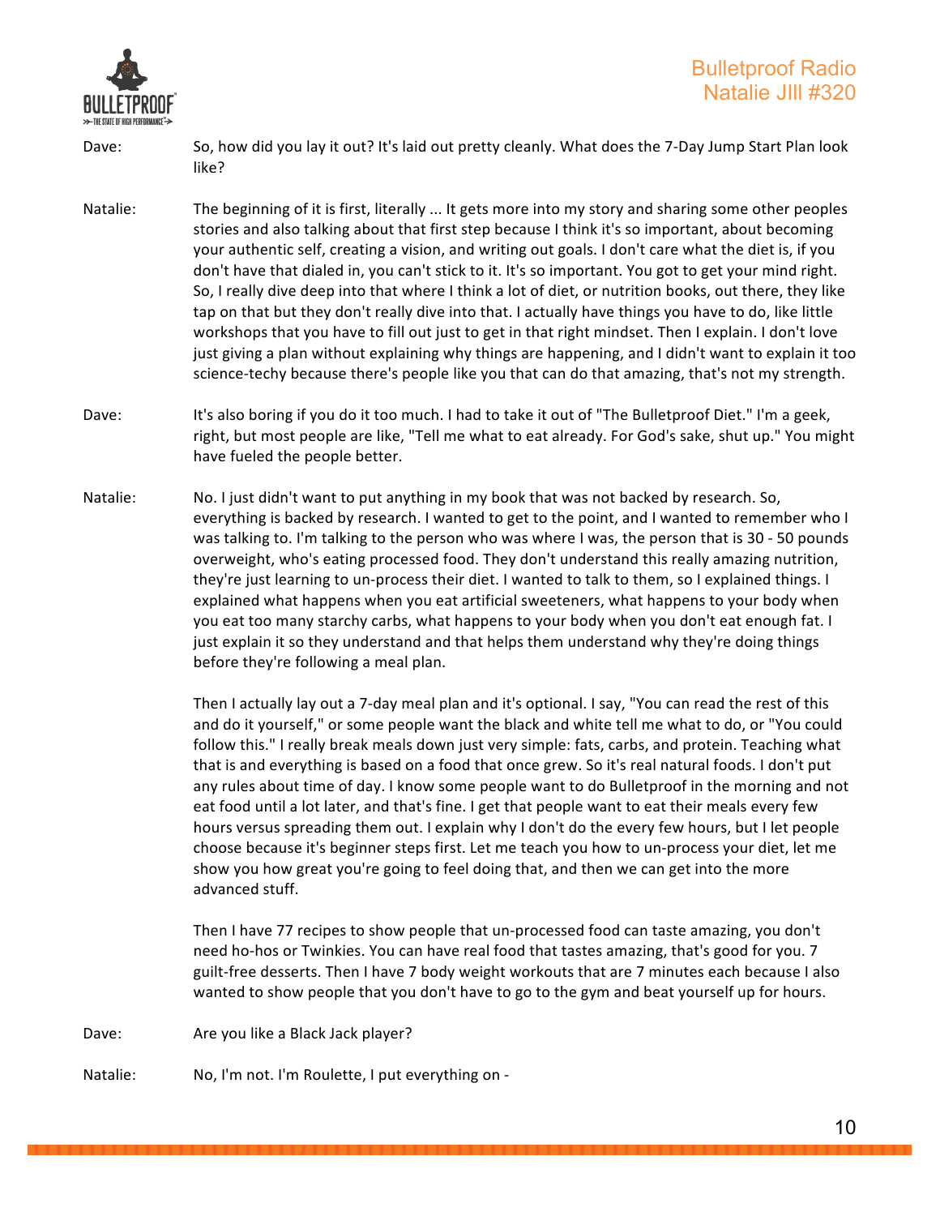Dave: So, how did you lay it out? It's laid out pretty cleanly. What does the 7-Day Jump Start Plan look like?

Natalie: The beginning of it is first, literally ... It gets more into my story and sharing some other peoples stories and also talking about that first step because I think it's so important, about becoming your authentic self, creating a vision, and writing out goals. I don't care what the diet is, if you don't have that dialed in, you can't stick to it. It's so important. You got to get your mind right. So, I really dive deep into that where I think a lot of diet, or nutrition books, out there, they like tap on that but they don't really dive into that. I actually have things you have to do, like little workshops that you have to fill out just to get in that right mindset. Then I explain. I don't love just giving a plan without explaining why things are happening, and I didn't want to explain it too science-techy because there's people like you that can do that amazing, that's not my strength.

Dave: It's also boring if you do it too much. I had to take it out of "The Bulletproof Diet." I'm a geek, right, but most people are like, "Tell me what to eat already. For God's sake, shut up." You might have fueled the people better.

Natalie: No. I just didn't want to put anything in my book that was not backed by research. So, everything is backed by research. I wanted to get to the point, and I wanted to remember who I was talking to. I'm talking to the person who was where I was, the person that is 30 - 50 pounds overweight, who's eating processed food. They don't understand this really amazing nutrition, they're just learning to un-process their diet. I wanted to talk to them, so I explained things. I explained what happens when you eat artificial sweeteners, what happens to your body when you eat too many starchy carbs, what happens to your body when you don't eat enough fat. I just explain it so they understand and that helps them understand why they're doing things before they're following a meal plan.

Then I actually lay out a 7-day meal plan and it's optional. I say, "You can read the rest of this and do it yourself," or some people want the black and white tell me what to do, or "You could follow this." I really break meals down just very simple: fats, carbs, and protein. Teaching what that is and everything is based on a food that once grew. So it's real natural foods. I don't put any rules about time of day. I know some people want to do Bulletproof in the morning and not eat food until a lot later, and that's fine. I get that people want to eat their meals every few hours versus spreading them out. I explain why I don't do the every few hours, but I let people choose because it's beginner steps first. Let me teach you how to un-process your diet, let me show you how great you're going to feel doing that, and then we can get into the more advanced stuff.

Then I have 77 recipes to show people that un-processed food can taste amazing, you don't need ho-hos or Twinkies. You can have real food that tastes amazing, that's good for you. 7 guilt-free desserts. Then I have 7 body weight workouts that are 7 minutes each because I also wanted to show people that you don't have to go to the gym and beat yourself up for hours.

Dave: Are you like a Black Jack player?

Natalie: No, I'm not. I'm Roulette, I put everything on -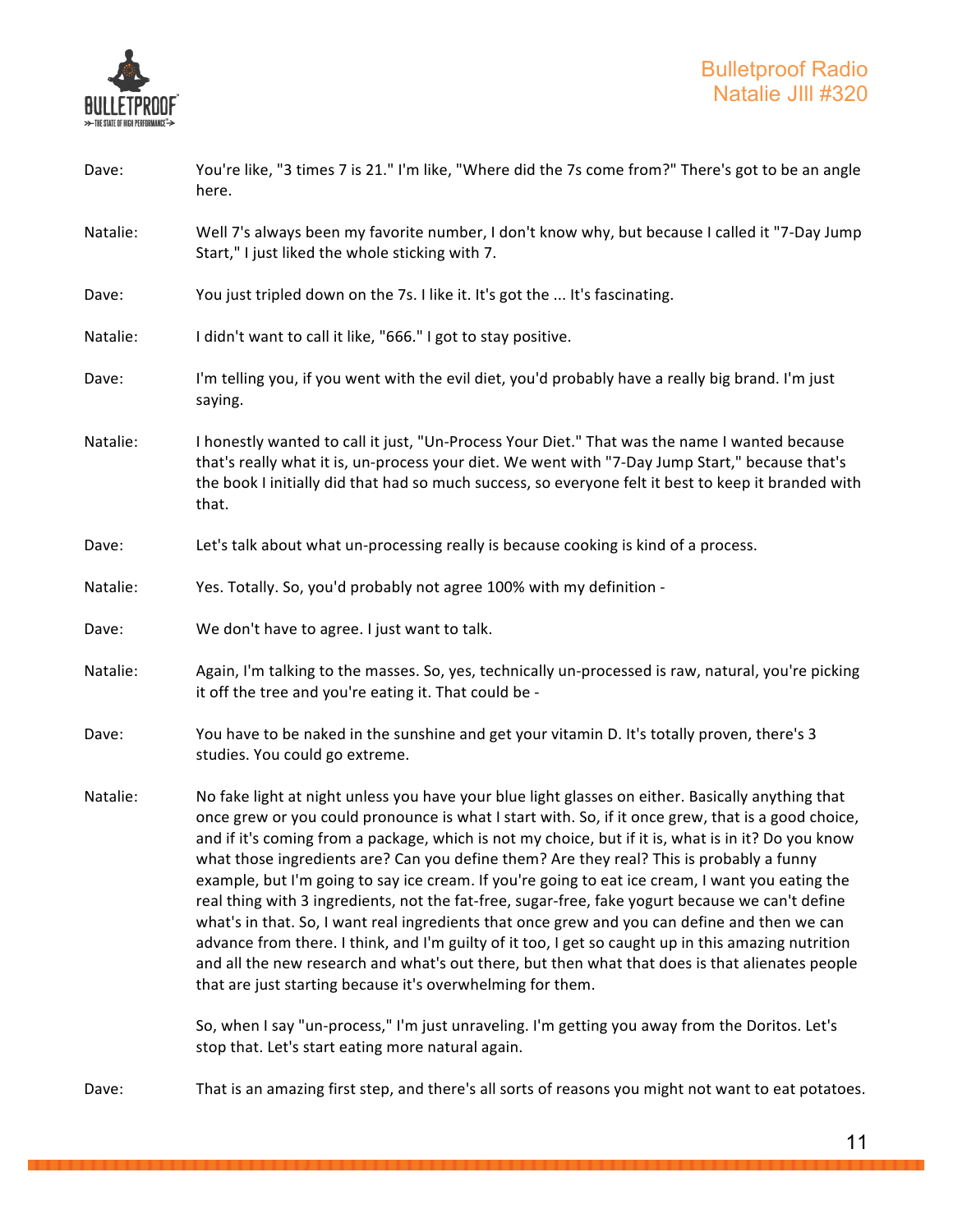Dave: You're like, "3 times 7 is 21." I'm like, "Where did the 7s come from?" There's got to be an angle here.

Natalie: Well 7's always been my favorite number, I don't know why, but because I called it "7-Day Jump Start," I just liked the whole sticking with 7.

Dave: You just tripled down on the 7s. I like it. It's got the ... It's fascinating.

Natalie: I didn't want to call it like, "666." I got to stay positive.

Dave: I'm telling you, if you went with the evil diet, you'd probably have a really big brand. I'm just saying.

Natalie: I honestly wanted to call it just, "Un-Process Your Diet." That was the name I wanted because that's really what it is, un-process your diet. We went with "7-Day Jump Start," because that's the book I initially did that had so much success, so everyone felt it best to keep it branded with that.

Dave: Let's talk about what un-processing really is because cooking is kind of a process.

Natalie: Yes. Totally. So, you'd probably not agree 100% with my definition -

Dave: We don't have to agree. I just want to talk.

Natalie: Again, I'm talking to the masses. So, yes, technically un-processed is raw, natural, you're picking it off the tree and you're eating it. That could be -

Dave: You have to be naked in the sunshine and get your vitamin D. It's totally proven, there's 3 studies. You could go extreme.

Natalie: No fake light at night unless you have your blue light glasses on either. Basically anything that once grew or you could pronounce is what I start with. So, if it once grew, that is a good choice, and if it's coming from a package, which is not my choice, but if it is, what is in it? Do you know what those ingredients are? Can you define them? Are they real? This is probably a funny example, but I'm going to say ice cream. If you're going to eat ice cream, I want you eating the real thing with 3 ingredients, not the fat-free, sugar-free, fake yogurt because we can't define what's in that. So, I want real ingredients that once grew and you can define and then we can advance from there. I think, and I'm guilty of it too, I get so caught up in this amazing nutrition and all the new research and what's out there, but then what that does is that alienates people that are just starting because it's overwhelming for them.

So, when I say "un-process," I'm just unraveling. I'm getting you away from the Doritos. Let's stop that. Let's start eating more natural again.

Dave: That is an amazing first step, and there's all sorts of reasons you might not want to eat potatoes.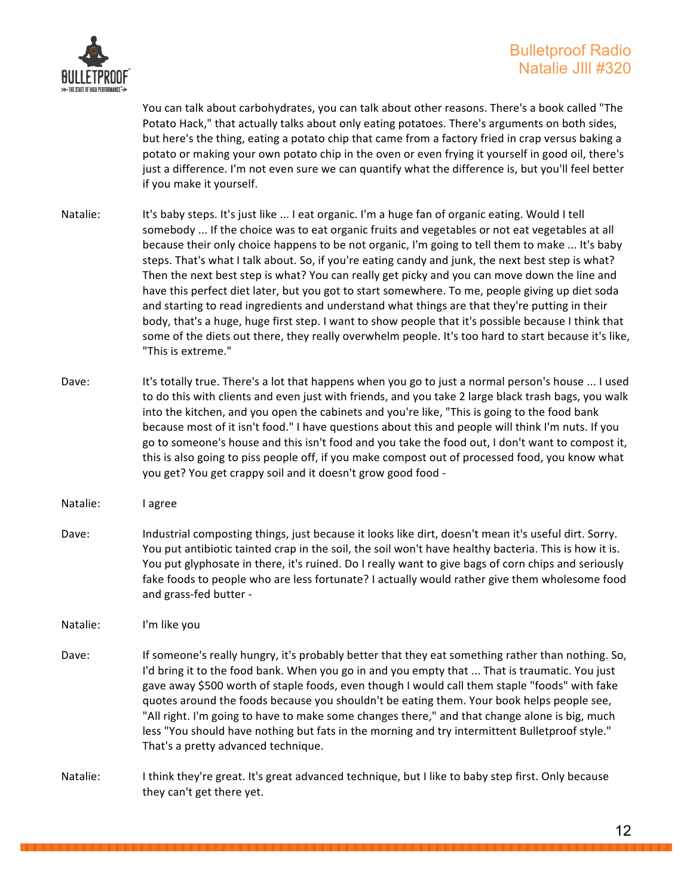You can talk about carbohydrates, you can talk about other reasons. There's a book called "The Potato Hack," that actually talks about only eating potatoes. There's arguments on both sides, but here's the thing, eating a potato chip that came from a factory fried in crap versus baking a potato or making your own potato chip in the oven or even frying it yourself in good oil, there's just a difference. I'm not even sure we can quantify what the difference is, but you'll feel better if you make it yourself.

Natalie: It's baby steps. It's just like ... I eat organic. I'm a huge fan of organic eating. Would I tell somebody ... If the choice was to eat organic fruits and vegetables or not eat vegetables at all because their only choice happens to be not organic, I'm going to tell them to make ... It's baby steps. That's what I talk about. So, if you're eating candy and junk, the next best step is what? Then the next best step is what? You can really get picky and you can move down the line and have this perfect diet later, but you got to start somewhere. To me, people giving up diet soda and starting to read ingredients and understand what things are that they're putting in their body, that's a huge, huge first step. I want to show people that it's possible because I think that some of the diets out there, they really overwhelm people. It's too hard to start because it's like, "This is extreme."

Dave: It's totally true. There's a lot that happens when you go to just a normal person's house ... I used to do this with clients and even just with friends, and you take 2 large black trash bags, you walk into the kitchen, and you open the cabinets and you're like, "This is going to the food bank because most of it isn't food." I have questions about this and people will think I'm nuts. If you go to someone's house and this isn't food and you take the food out, I don't want to compost it, this is also going to piss people off, if you make compost out of processed food, you know what you get? You get crappy soil and it doesn't grow good food -

Natalie: I agree

Dave: Industrial composting things, just because it looks like dirt, doesn't mean it's useful dirt. Sorry. You put antibiotic tainted crap in the soil, the soil won't have healthy bacteria. This is how it is. You put glyphosate in there, it's ruined. Do I really want to give bags of corn chips and seriously fake foods to people who are less fortunate? I actually would rather give them wholesome food and grass-fed butter -

Natalie: I'm like you

Dave: If someone's really hungry, it's probably better that they eat something rather than nothing. So, I'd bring it to the food bank. When you go in and you empty that ... That is traumatic. You just gave away $500 worth of staple foods, even though I would call them staple "foods" with fake quotes around the foods because you shouldn't be eating them. Your book helps people see, "All right. I'm going to have to make some changes there," and that change alone is big, much less "You should have nothing but fats in the morning and try intermittent Bulletproof style." That's a pretty advanced technique.

Natalie: I think they're great. It's great advanced technique, but I like to baby step first. Only because they can't get there yet.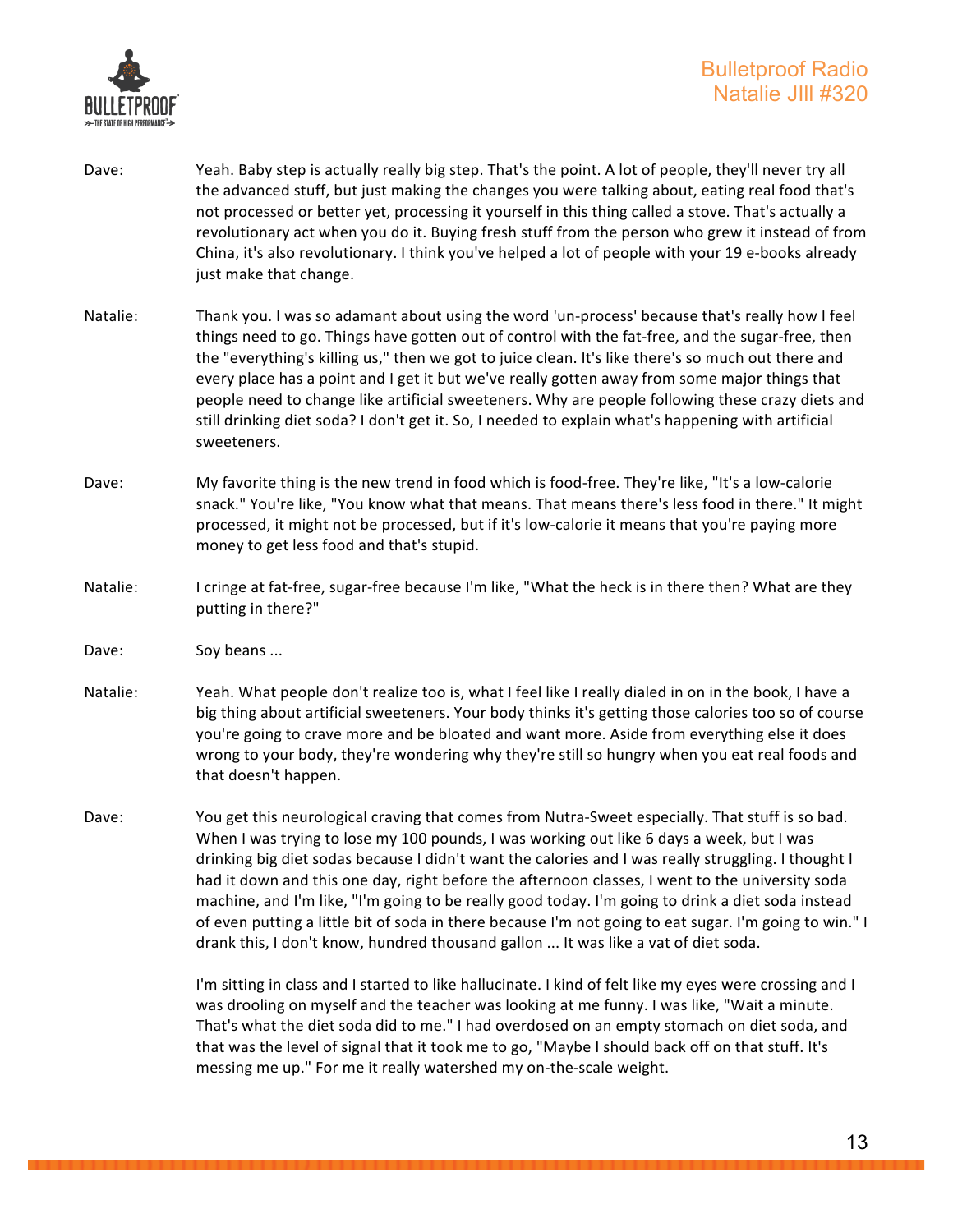Dave: Yeah. Baby step is actually really big step. That's the point. A lot of people, they'll never try all the advanced stuff, but just making the changes you were talking about, eating real food that's not processed or better yet, processing it yourself in this thing called a stove. That's actually a revolutionary act when you do it. Buying fresh stuff from the person who grew it instead of from China, it's also revolutionary. I think you've helped a lot of people with your 19 e-books already just make that change.

Natalie: Thank you. I was so adamant about using the word 'un-process' because that's really how I feel things need to go. Things have gotten out of control with the fat-free, and the sugar-free, then the "everything's killing us," then we got to juice clean. It's like there's so much out there and every place has a point and I get it but we've really gotten away from some major things that people need to change like artificial sweeteners. Why are people following these crazy diets and still drinking diet soda? I don't get it. So, I needed to explain what's happening with artificial sweeteners.

Dave: My favorite thing is the new trend in food which is food-free. They're like, "It's a low-calorie snack." You're like, "You know what that means. That means there's less food in there." It might processed, it might not be processed, but if it's low-calorie it means that you're paying more money to get less food and that's stupid.

Natalie: I cringe at fat-free, sugar-free because I'm like, "What the heck is in there then? What are they putting in there?"

Dave: Soy beans ...

Natalie: Yeah. What people don't realize too is, what I feel like I really dialed in on in the book, I have a big thing about artificial sweeteners. Your body thinks it's getting those calories too so of course you're going to crave more and be bloated and want more. Aside from everything else it does wrong to your body, they're wondering why they're still so hungry when you eat real foods and that doesn't happen.

Dave: You get this neurological craving that comes from Nutra-Sweet especially. That stuff is so bad. When I was trying to lose my 100 pounds, I was working out like 6 days a week, but I was drinking big diet sodas because I didn't want the calories and I was really struggling. I thought I had it down and this one day, right before the afternoon classes, I went to the university soda machine, and I'm like, "I'm going to be really good today. I'm going to drink a diet soda instead of even putting a little bit of soda in there because I'm not going to eat sugar. I'm going to win." I drank this, I don't know, hundred thousand gallon ... It was like a vat of diet soda.

I'm sitting in class and I started to like hallucinate. I kind of felt like my eyes were crossing and I was drooling on myself and the teacher was looking at me funny. I was like, "Wait a minute. That's what the diet soda did to me." I had overdosed on an empty stomach on diet soda, and that was the level of signal that it took me to go, "Maybe I should back off on that stuff. It's messing me up." For me it really watershed my on-the-scale weight.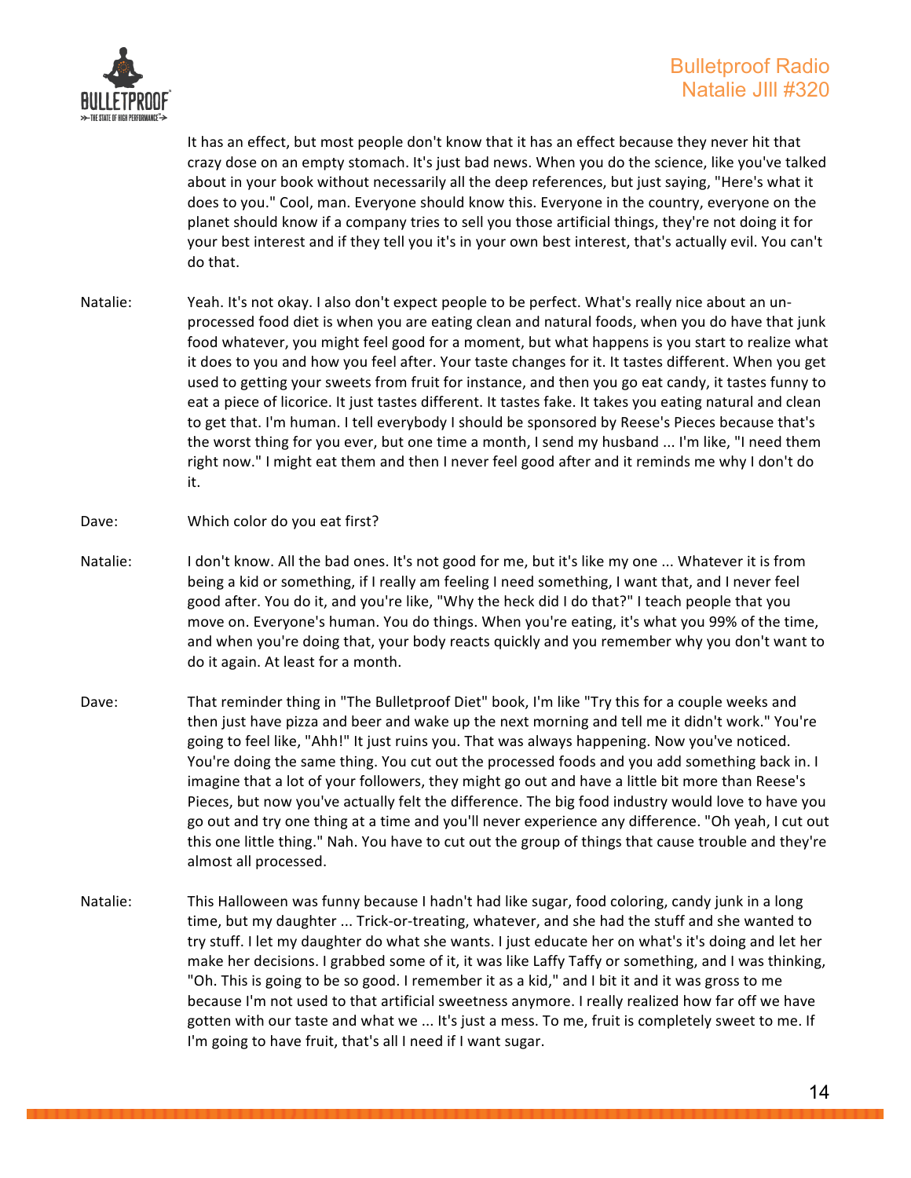It has an effect, but most people don't know that it has an effect because they never hit that crazy dose on an empty stomach. It's just bad news. When you do the science, like you've talked about in your book without necessarily all the deep references, but just saying, "Here's what it does to you." Cool, man. Everyone should know this. Everyone in the country, everyone on the planet should know if a company tries to sell you those artificial things, they're not doing it for your best interest and if they tell you it's in your own best interest, that's actually evil. You can't do that.

Natalie: Yeah. It's not okay. I also don't expect people to be perfect. What's really nice about an un-processed food diet is when you are eating clean and natural foods, when you do have that junk food whatever, you might feel good for a moment, but what happens is you start to realize what it does to you and how you feel after. Your taste changes for it. It tastes different. When you get used to getting your sweets from fruit for instance, and then you go eat candy, it tastes funny to eat a piece of licorice. It just tastes different. It tastes fake. It takes you eating natural and clean to get that. I'm human. I tell everybody I should be sponsored by Reese's Pieces because that's the worst thing for you ever, but one time a month, I send my husband ... I'm like, "I need them right now." I might eat them and then I never feel good after and it reminds me why I don't do it.

Dave: Which color do you eat first?

Natalie: I don't know. All the bad ones. It's not good for me, but it's like my one ... Whatever it is from being a kid or something, if I really am feeling I need something, I want that, and I never feel good after. You do it, and you're like, "Why the heck did I do that?" I teach people that you move on. Everyone's human. You do things. When you're eating, it's what you 99% of the time, and when you're doing that, your body reacts quickly and you remember why you don't want to do it again. At least for a month.

Dave: That reminder thing in "The Bulletproof Diet" book, I'm like "Try this for a couple weeks and then just have pizza and beer and wake up the next morning and tell me it didn't work." You're going to feel like, "Ahh!" It just ruins you. That was always happening. Now you've noticed. You're doing the same thing. You cut out the processed foods and you add something back in. I imagine that a lot of your followers, they might go out and have a little bit more than Reese's Pieces, but now you've actually felt the difference. The big food industry would love to have you go out and try one thing at a time and you'll never experience any difference. "Oh yeah, I cut out this one little thing." Nah. You have to cut out the group of things that cause trouble and they're almost all processed.

Natalie: This Halloween was funny because I hadn't had like sugar, food coloring, candy junk in a long time, but my daughter ... Trick-or-treating, whatever, and she had the stuff and she wanted to try stuff. I let my daughter do what she wants. I just educate her on what's it's doing and let her make her decisions. I grabbed some of it, it was like Laffy Taffy or something, and I was thinking, "Oh. This is going to be so good. I remember it as a kid," and I bit it and it was gross to me because I'm not used to that artificial sweetness anymore. I really realized how far off we have gotten with our taste and what we ... It's just a mess. To me, fruit is completely sweet to me. If I'm going to have fruit, that's all I need if I want sugar.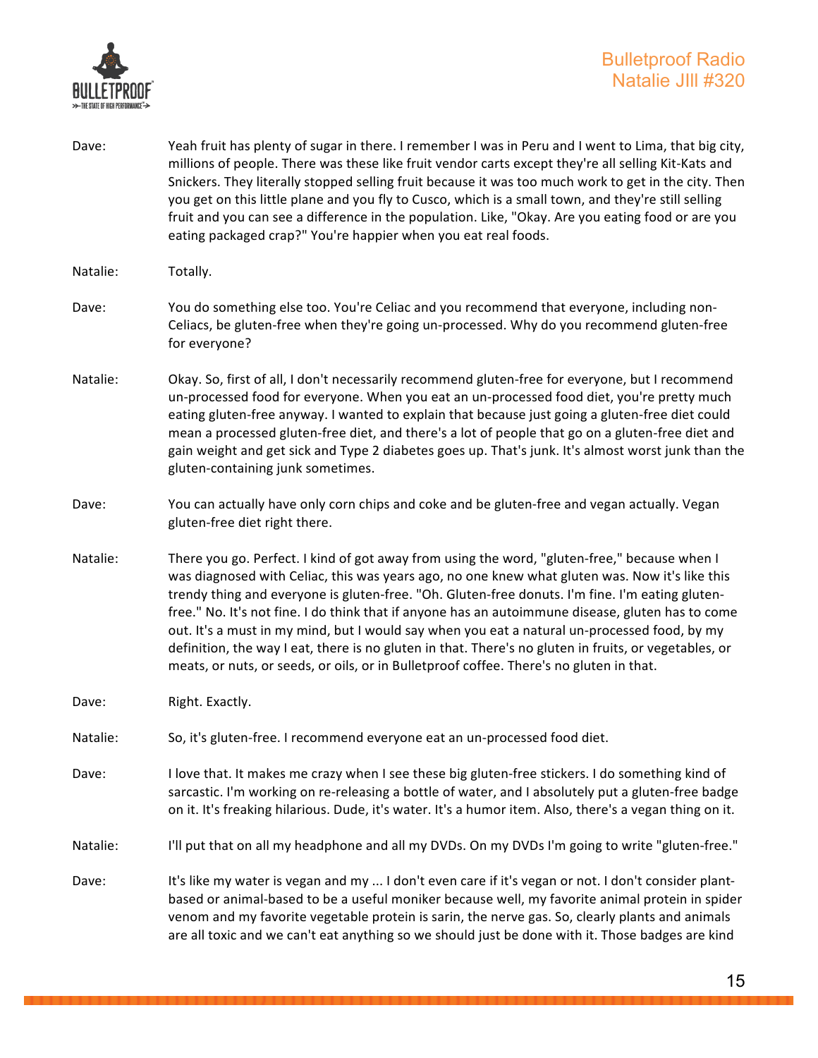Dave: Yeah fruit has plenty of sugar in there. I remember I was in Peru and I went to Lima, that big city, millions of people. There was these like fruit vendor carts except they're all selling Kit-Kats and Snickers. They literally stopped selling fruit because it was too much work to get in the city. Then you get on this little plane and you fly to Cusco, which is a small town, and they're still selling fruit and you can see a difference in the population. Like, "Okay. Are you eating food or are you eating packaged crap?" You're happier when you eat real foods.

Natalie: Totally.

Dave: You do something else too. You're Celiac and you recommend that everyone, including non-Celiacs, be gluten-free when they're going un-processed. Why do you recommend gluten-free for everyone?

Natalie: Okay. So, first of all, I don't necessarily recommend gluten-free for everyone, but I recommend un-processed food for everyone. When you eat an un-processed food diet, you're pretty much eating gluten-free anyway. I wanted to explain that because just going a gluten-free diet could mean a processed gluten-free diet, and there's a lot of people that go on a gluten-free diet and gain weight and get sick and Type 2 diabetes goes up. That's junk. It's almost worst junk than the gluten-containing junk sometimes.

Dave: You can actually have only corn chips and coke and be gluten-free and vegan actually. Vegan gluten-free diet right there.

Natalie: There you go. Perfect. I kind of got away from using the word, "gluten-free," because when I was diagnosed with Celiac, this was years ago, no one knew what gluten was. Now it's like this trendy thing and everyone is gluten-free. "Oh. Gluten-free donuts. I'm fine. I'm eating gluten-free." No. It's not fine. I do think that if anyone has an autoimmune disease, gluten has to come out. It's a must in my mind, but I would say when you eat a natural un-processed food, by my definition, the way I eat, there is no gluten in that. There's no gluten in fruits, or vegetables, or meats, or nuts, or seeds, or oils, or in Bulletproof coffee. There's no gluten in that.

Dave: Right. Exactly.

Natalie: So, it's gluten-free. I recommend everyone eat an un-processed food diet.

Dave: I love that. It makes me crazy when I see these big gluten-free stickers. I do something kind of sarcastic. I'm working on re-releasing a bottle of water, and I absolutely put a gluten-free badge on it. It's freaking hilarious. Dude, it's water. It's a humor item. Also, there's a vegan thing on it.

Natalie: I'll put that on all my headphone and all my DVDs. On my DVDs I'm going to write "gluten-free."

Dave: It's like my water is vegan and my ... I don't even care if it's vegan or not. I don't consider plant-based or animal-based to be a useful moniker because well, my favorite animal protein in spider venom and my favorite vegetable protein is sarin, the nerve gas. So, clearly plants and animals are all toxic and we can't eat anything so we should just be done with it. Those badges are kind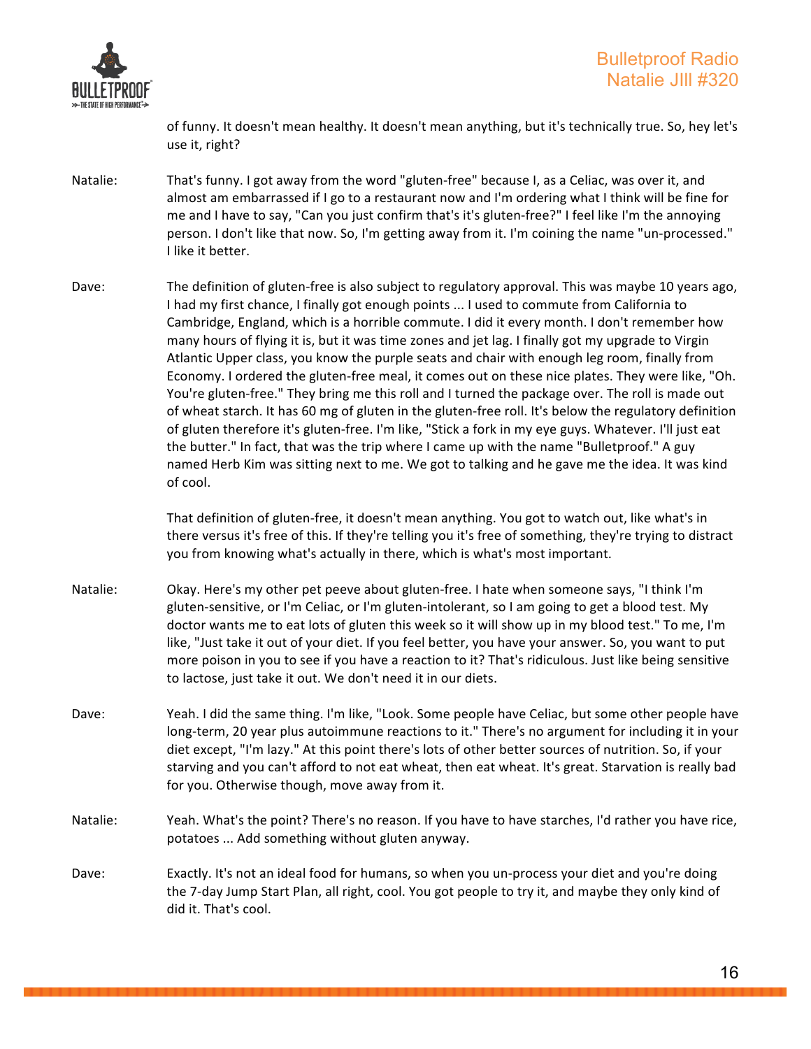of funny. It doesn't mean healthy. It doesn't mean anything, but it's technically true. So, hey let's use it, right?

**Natalie:** That's funny. I got away from the word "gluten-free" because I, as a Celiac, was over it, and almost am embarrassed if I go to a restaurant now and I'm ordering what I think will be fine for me and I have to say, "Can you just confirm that's it's gluten-free?" I feel like I'm the annoying person. I don't like that now. So, I'm getting away from it. I'm coining the name "un-processed." I like it better.

**Dave:** The definition of gluten-free is also subject to regulatory approval. This was maybe 10 years ago, I had my first chance, I finally got enough points ... I used to commute from California to Cambridge, England, which is a horrible commute. I did it every month. I don't remember how many hours of flying it is, but it was time zones and jet lag. I finally got my upgrade to Virgin Atlantic Upper class, you know the purple seats and chair with enough leg room, finally from Economy. I ordered the gluten-free meal, it comes out on these nice plates. They were like, "Oh. You're gluten-free." They bring me this roll and I turned the package over. The roll is made out of wheat starch. It has 60 mg of gluten in the gluten-free roll. It's below the regulatory definition of gluten therefore it's gluten-free. I'm like, "Stick a fork in my eye guys. Whatever. I'll just eat the butter." In fact, that was the trip where I came up with the name "Bulletproof." A guy named Herb Kim was sitting next to me. We got to talking and he gave me the idea. It was kind of cool.

That definition of gluten-free, it doesn't mean anything. You got to watch out, like what's in there versus it's free of this. If they're telling you it's free of something, they're trying to distract you from knowing what's actually in there, which is what's most important.

**Natalie:** Okay. Here's my other pet peeve about gluten-free. I hate when someone says, "I think I'm gluten-sensitive, or I'm Celiac, or I'm gluten-intolerant, so I am going to get a blood test. My doctor wants me to eat lots of gluten this week so it will show up in my blood test." To me, I'm like, "Just take it out of your diet. If you feel better, you have your answer. So, you want to put more poison in you to see if you have a reaction to it? That's ridiculous. Just like being sensitive to lactose, just take it out. We don't need it in our diets.

**Dave:** Yeah. I did the same thing. I'm like, "Look. Some people have Celiac, but some other people have long-term, 20 year plus autoimmune reactions to it." There's no argument for including it in your diet except, "I'm lazy." At this point there's lots of other better sources of nutrition. So, if your starving and you can't afford to not eat wheat, then eat wheat. It's great. Starvation is really bad for you. Otherwise though, move away from it.

**Natalie:** Yeah. What's the point? There's no reason. If you have to have starches, I'd rather you have rice, potatoes ... Add something without gluten anyway.

**Dave:** Exactly. It's not an ideal food for humans, so when you un-process your diet and you're doing the 7-day Jump Start Plan, all right, cool. You got people to try it, and maybe they only kind of did it. That's cool.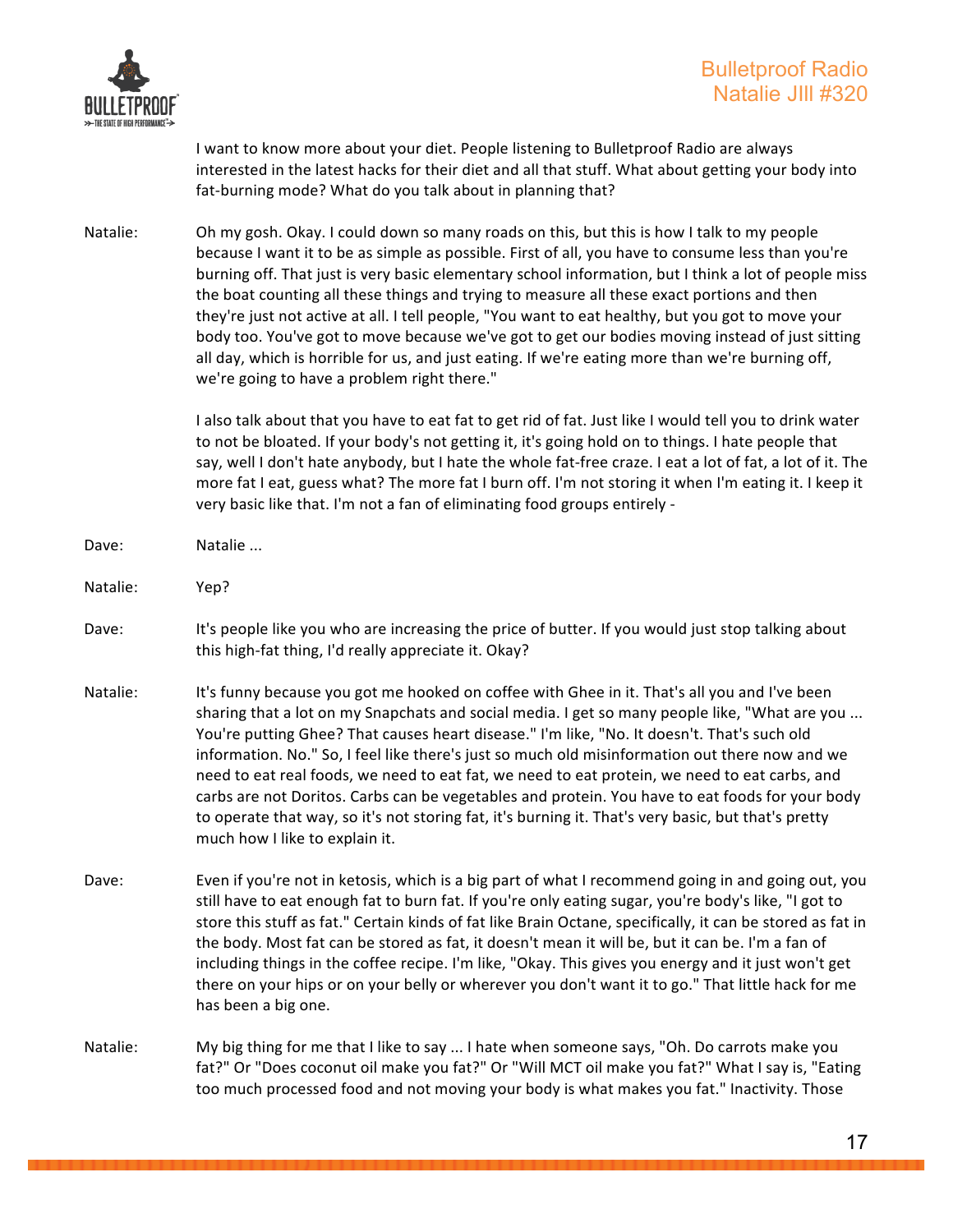I want to know more about your diet. People listening to Bulletproof Radio are always interested in the latest hacks for their diet and all that stuff. What about getting your body into fat-burning mode? What do you talk about in planning that?

Natalie: Oh my gosh. Okay. I could down so many roads on this, but this is how I talk to my people because I want it to be as simple as possible. First of all, you have to consume less than you're burning off. That just is very basic elementary school information, but I think a lot of people miss the boat counting all these things and trying to measure all these exact portions and then they're just not active at all. I tell people, "You want to eat healthy, but you got to move your body too. You've got to move because we've got to get our bodies moving instead of just sitting all day, which is horrible for us, and just eating. If we're eating more than we're burning off, we're going to have a problem right there."

I also talk about that you have to eat fat to get rid of fat. Just like I would tell you to drink water to not be bloated. If your body's not getting it, it's going hold on to things. I hate people that say, well I don't hate anybody, but I hate the whole fat-free craze. I eat a lot of fat, a lot of it. The more fat I eat, guess what? The more fat I burn off. I'm not storing it when I'm eating it. I keep it very basic like that. I'm not a fan of eliminating food groups entirely -

Dave: Natalie ...

Natalie: Yep?

Dave: It's people like you who are increasing the price of butter. If you would just stop talking about this high-fat thing, I'd really appreciate it. Okay?

Natalie: It's funny because you got me hooked on coffee with Ghee in it. That's all you and I've been sharing that a lot on my Snapchats and social media. I get so many people like, "What are you ... You're putting Ghee? That causes heart disease." I'm like, "No. It doesn't. That's such old information. No." So, I feel like there's just so much old misinformation out there now and we need to eat real foods, we need to eat fat, we need to eat protein, we need to eat carbs, and carbs are not Doritos. Carbs can be vegetables and protein. You have to eat foods for your body to operate that way, so it's not storing fat, it's burning it. That's very basic, but that's pretty much how I like to explain it.

Dave: Even if you're not in ketosis, which is a big part of what I recommend going in and going out, you still have to eat enough fat to burn fat. If you're only eating sugar, you're body's like, "I got to store this stuff as fat." Certain kinds of fat like Brain Octane, specifically, it can be stored as fat in the body. Most fat can be stored as fat, it doesn't mean it will be, but it can be. I'm a fan of including things in the coffee recipe. I'm like, "Okay. This gives you energy and it just won't get there on your hips or on your belly or wherever you don't want it to go." That little hack for me has been a big one.

Natalie: My big thing for me that I like to say ... I hate when someone says, "Oh. Do carrots make you fat?" Or "Does coconut oil make you fat?" Or "Will MCT oil make you fat?" What I say is, "Eating too much processed food and not moving your body is what makes you fat." Inactivity. Those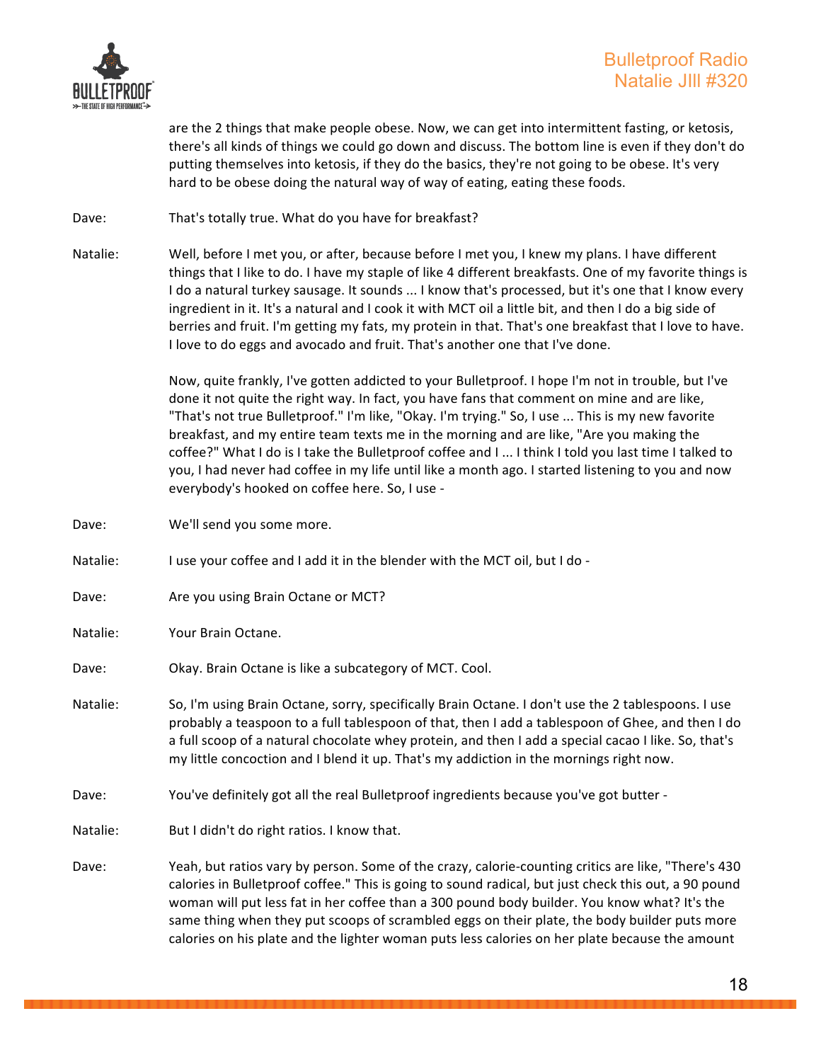are the 2 things that make people obese. Now, we can get into intermittent fasting, or ketosis, there's all kinds of things we could go down and discuss. The bottom line is even if they don't do putting themselves into ketosis, if they do the basics, they're not going to be obese. It's very hard to be obese doing the natural way of way of eating, eating these foods.

Dave: That's totally true. What do you have for breakfast?

Natalie: Well, before I met you, or after, because before I met you, I knew my plans. I have different things that I like to do. I have my staple of like 4 different breakfasts. One of my favorite things is I do a natural turkey sausage. It sounds ... I know that's processed, but it's one that I know every ingredient in it. It's a natural and I cook it with MCT oil a little bit, and then I do a big side of berries and fruit. I'm getting my fats, my protein in that. That's one breakfast that I love to have. I love to do eggs and avocado and fruit. That's another one that I've done.

Now, quite frankly, I've gotten addicted to your Bulletproof. I hope I'm not in trouble, but I've done it not quite the right way. In fact, you have fans that comment on mine and are like, "That's not true Bulletproof." I'm like, "Okay. I'm trying." So, I use ... This is my new favorite breakfast, and my entire team texts me in the morning and are like, "Are you making the coffee?" What I do is I take the Bulletproof coffee and I ... I think I told you last time I talked to you, I had never had coffee in my life until like a month ago. I started listening to you and now everybody's hooked on coffee here. So, I use -

Dave: We'll send you some more.

Natalie: I use your coffee and I add it in the blender with the MCT oil, but I do -

Dave: Are you using Brain Octane or MCT?

Natalie: Your Brain Octane.

Dave: Okay. Brain Octane is like a subcategory of MCT. Cool.

Natalie: So, I'm using Brain Octane, sorry, specifically Brain Octane. I don't use the 2 tablespoons. I use probably a teaspoon to a full tablespoon of that, then I add a tablespoon of Ghee, and then I do a full scoop of a natural chocolate whey protein, and then I add a special cacao I like. So, that's my little concoction and I blend it up. That's my addiction in the mornings right now.

Dave: You've definitely got all the real Bulletproof ingredients because you've got butter -

Natalie: But I didn't do right ratios. I know that.

Dave: Yeah, but ratios vary by person. Some of the crazy, calorie-counting critics are like, "There's 430 calories in Bulletproof coffee." This is going to sound radical, but just check this out, a 90 pound woman will put less fat in her coffee than a 300 pound body builder. You know what? It's the same thing when they put scoops of scrambled eggs on their plate, the body builder puts more calories on his plate and the lighter woman puts less calories on her plate because the amount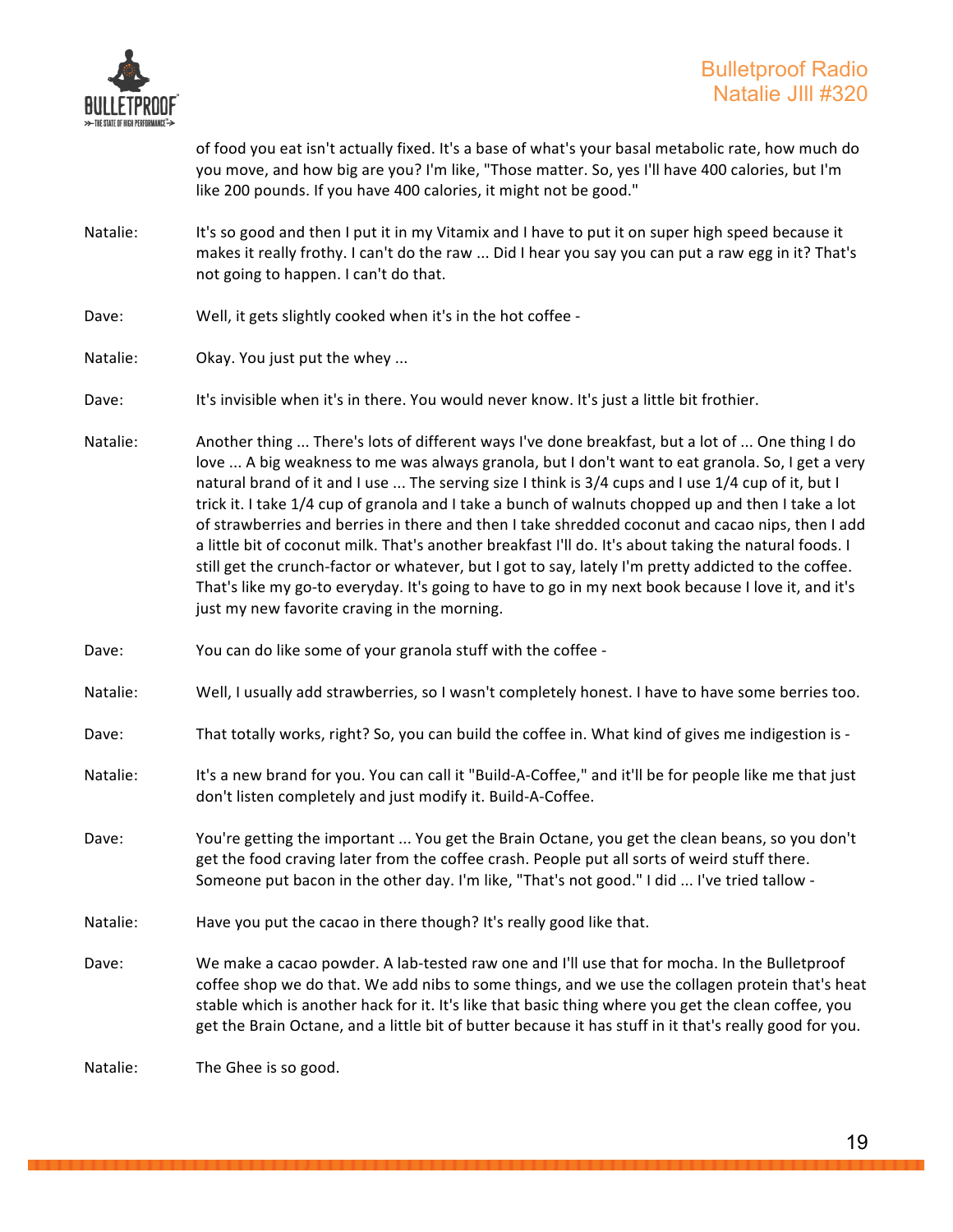of food you eat isn't actually fixed. It's a base of what's your basal metabolic rate, how much do you move, and how big are you? I'm like, "Those matter. So, yes I'll have 400 calories, but I'm like 200 pounds. If you have 400 calories, it might not be good."

Natalie: It's so good and then I put it in my Vitamix and I have to put it on super high speed because it makes it really frothy. I can't do the raw ... Did I hear you say you can put a raw egg in it? That's not going to happen. I can't do that.

Dave: Well, it gets slightly cooked when it's in the hot coffee -

Natalie: Okay. You just put the whey ...

Dave: It's invisible when it's in there. You would never know. It's just a little bit frothier.

Natalie: Another thing ... There's lots of different ways I've done breakfast, but a lot of ... One thing I do love ... A big weakness to me was always granola, but I don't want to eat granola. So, I get a very natural brand of it and I use ... The serving size I think is 3/4 cups and I use 1/4 cup of it, but I trick it. I take 1/4 cup of granola and I take a bunch of walnuts chopped up and then I take a lot of strawberries and berries in there and then I take shredded coconut and cacao nips, then I add a little bit of coconut milk. That's another breakfast I'll do. It's about taking the natural foods. I still get the crunch-factor or whatever, but I got to say, lately I'm pretty addicted to the coffee. That's like my go-to everyday. It's going to have to go in my next book because I love it, and it's just my new favorite craving in the morning.

Dave: You can do like some of your granola stuff with the coffee -

Natalie: Well, I usually add strawberries, so I wasn't completely honest. I have to have some berries too.

Dave: That totally works, right? So, you can build the coffee in. What kind of gives me indigestion is -

Natalie: It's a new brand for you. You can call it "Build-A-Coffee," and it'll be for people like me that just don't listen completely and just modify it. Build-A-Coffee.

Dave: You're getting the important ... You get the Brain Octane, you get the clean beans, so you don't get the food craving later from the coffee crash. People put all sorts of weird stuff there. Someone put bacon in the other day. I'm like, "That's not good." I did ... I've tried tallow -

Natalie: Have you put the cacao in there though? It's really good like that.

Dave: We make a cacao powder. A lab-tested raw one and I'll use that for mocha. In the Bulletproof coffee shop we do that. We add nibs to some things, and we use the collagen protein that's heat stable which is another hack for it. It's like that basic thing where you get the clean coffee, you get the Brain Octane, and a little bit of butter because it has stuff in it that's really good for you.

Natalie: The Ghee is so good.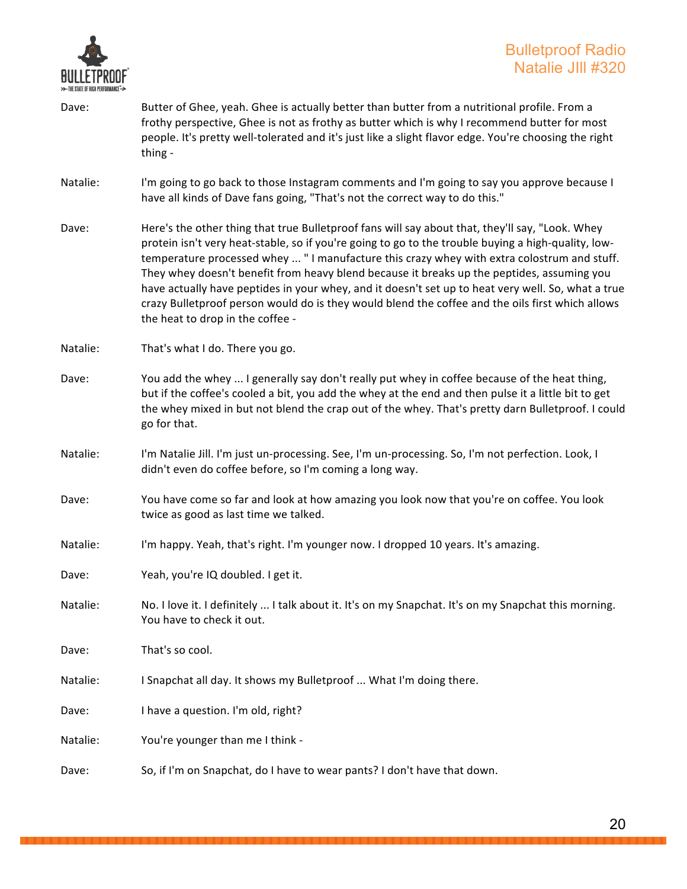Dave: Butter of Ghee, yeah. Ghee is actually better than butter from a nutritional profile. From a frothy perspective, Ghee is not as frothy as butter which is why I recommend butter for most people. It's pretty well-tolerated and it's just like a slight flavor edge. You're choosing the right thing -

Natalie: I'm going to go back to those Instagram comments and I'm going to say you approve because I have all kinds of Dave fans going, "That's not the correct way to do this."

Dave: Here's the other thing that true Bulletproof fans will say about that, they'll say, "Look. Whey protein isn't very heat-stable, so if you're going to go to the trouble buying a high-quality, low-temperature processed whey ... " I manufacture this crazy whey with extra colostrum and stuff. They whey doesn't benefit from heavy blend because it breaks up the peptides, assuming you have actually have peptides in your whey, and it doesn't set up to heat very well. So, what a true crazy Bulletproof person would do is they would blend the coffee and the oils first which allows the heat to drop in the coffee -

Natalie: That's what I do. There you go.

Dave: You add the whey ... I generally say don't really put whey in coffee because of the heat thing, but if the coffee's cooled a bit, you add the whey at the end and then pulse it a little bit to get the whey mixed in but not blend the crap out of the whey. That's pretty darn Bulletproof. I could go for that.

Natalie: I'm Natalie Jill. I'm just un-processing. See, I'm un-processing. So, I'm not perfection. Look, I didn't even do coffee before, so I'm coming a long way.

Dave: You have come so far and look at how amazing you look now that you're on coffee. You look twice as good as last time we talked.

Natalie: I'm happy. Yeah, that's right. I'm younger now. I dropped 10 years. It's amazing.

Dave: Yeah, you're IQ doubled. I get it.

Natalie: No. I love it. I definitely ... I talk about it. It's on my Snapchat. It's on my Snapchat this morning. You have to check it out.

Dave: That's so cool.

Natalie: I Snapchat all day. It shows my Bulletproof ... What I'm doing there.

Dave: I have a question. I'm old, right?

Natalie: You're younger than me I think -

Dave: So, if I'm on Snapchat, do I have to wear pants? I don't have that down.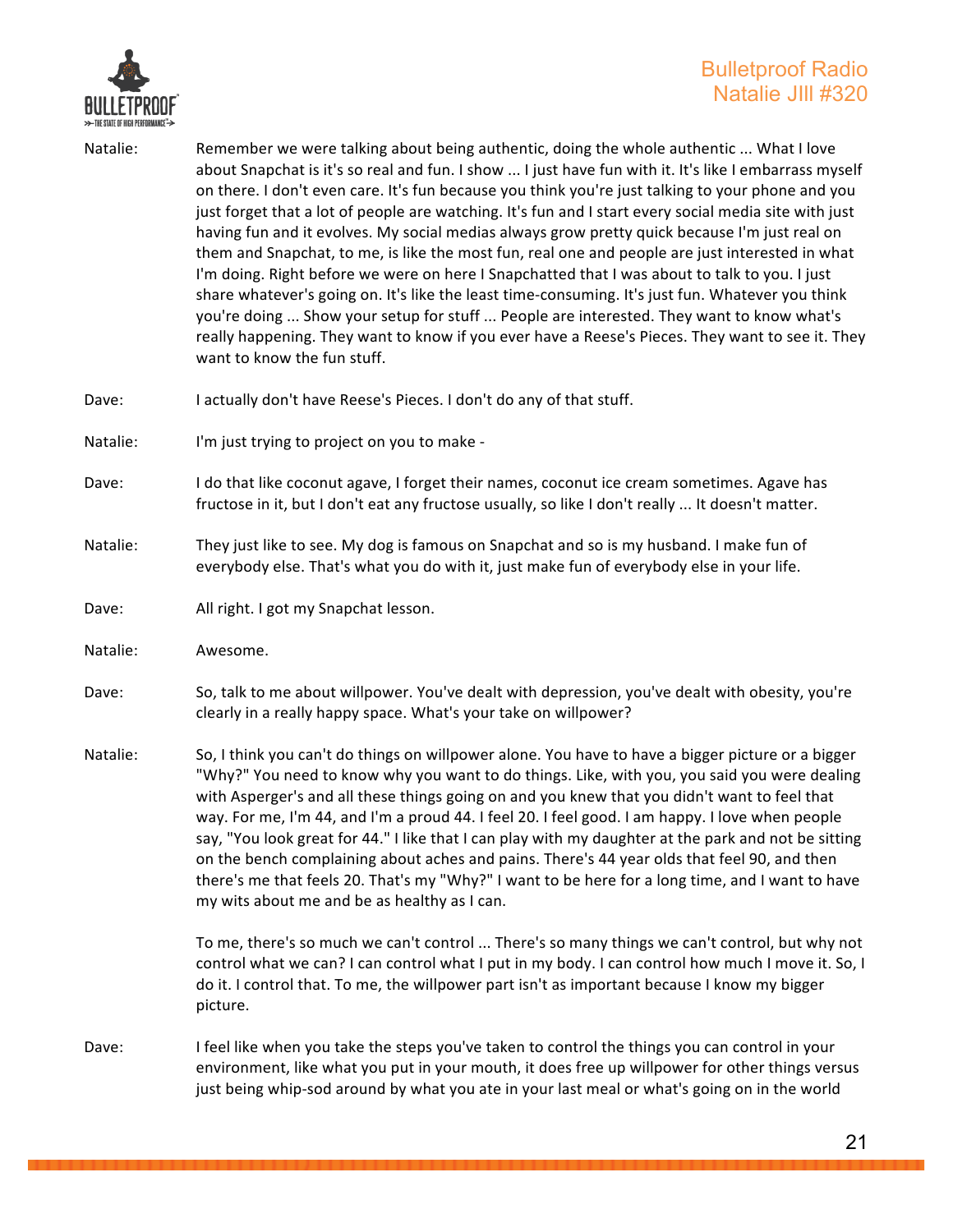Natalie: Remember we were talking about being authentic, doing the whole authentic ... What I love about Snapchat is it's so real and fun. I show ... I just have fun with it. It's like I embarrass myself on there. I don't even care. It's fun because you think you're just talking to your phone and you just forget that a lot of people are watching. It's fun and I start every social media site with just having fun and it evolves. My social medias always grow pretty quick because I'm just real on them and Snapchat, to me, is like the most fun, real one and people are just interested in what I'm doing. Right before we were on here I Snapchatted that I was about to talk to you. I just share whatever's going on. It's like the least time-consuming. It's just fun. Whatever you think you're doing ... Show your setup for stuff ... People are interested. They want to know what's really happening. They want to know if you ever have a Reese's Pieces. They want to see it. They want to know the fun stuff.

Dave: I actually don't have Reese's Pieces. I don't do any of that stuff.

Natalie: I'm just trying to project on you to make -

Dave: I do that like coconut agave, I forget their names, coconut ice cream sometimes. Agave has fructose in it, but I don't eat any fructose usually, so like I don't really ... It doesn't matter.

Natalie: They just like to see. My dog is famous on Snapchat and so is my husband. I make fun of everybody else. That's what you do with it, just make fun of everybody else in your life.

Dave: All right. I got my Snapchat lesson.

Natalie: Awesome.

Dave: So, talk to me about willpower. You've dealt with depression, you've dealt with obesity, you're clearly in a really happy space. What's your take on willpower?

Natalie: So, I think you can't do things on willpower alone. You have to have a bigger picture or a bigger "Why?" You need to know why you want to do things. Like, with you, you said you were dealing with Asperger's and all these things going on and you knew that you didn't want to feel that way. For me, I'm 44, and I'm a proud 44. I feel 20. I feel good. I am happy. I love when people say, "You look great for 44." I like that I can play with my daughter at the park and not be sitting on the bench complaining about aches and pains. There's 44 year olds that feel 90, and then there's me that feels 20. That's my "Why?" I want to be here for a long time, and I want to have my wits about me and be as healthy as I can.

To me, there's so much we can't control ... There's so many things we can't control, but why not control what we can? I can control what I put in my body. I can control how much I move it. So, I do it. I control that. To me, the willpower part isn't as important because I know my bigger picture.

Dave: I feel like when you take the steps you've taken to control the things you can control in your environment, like what you put in your mouth, it does free up willpower for other things versus just being whip-sod around by what you ate in your last meal or what's going on in the world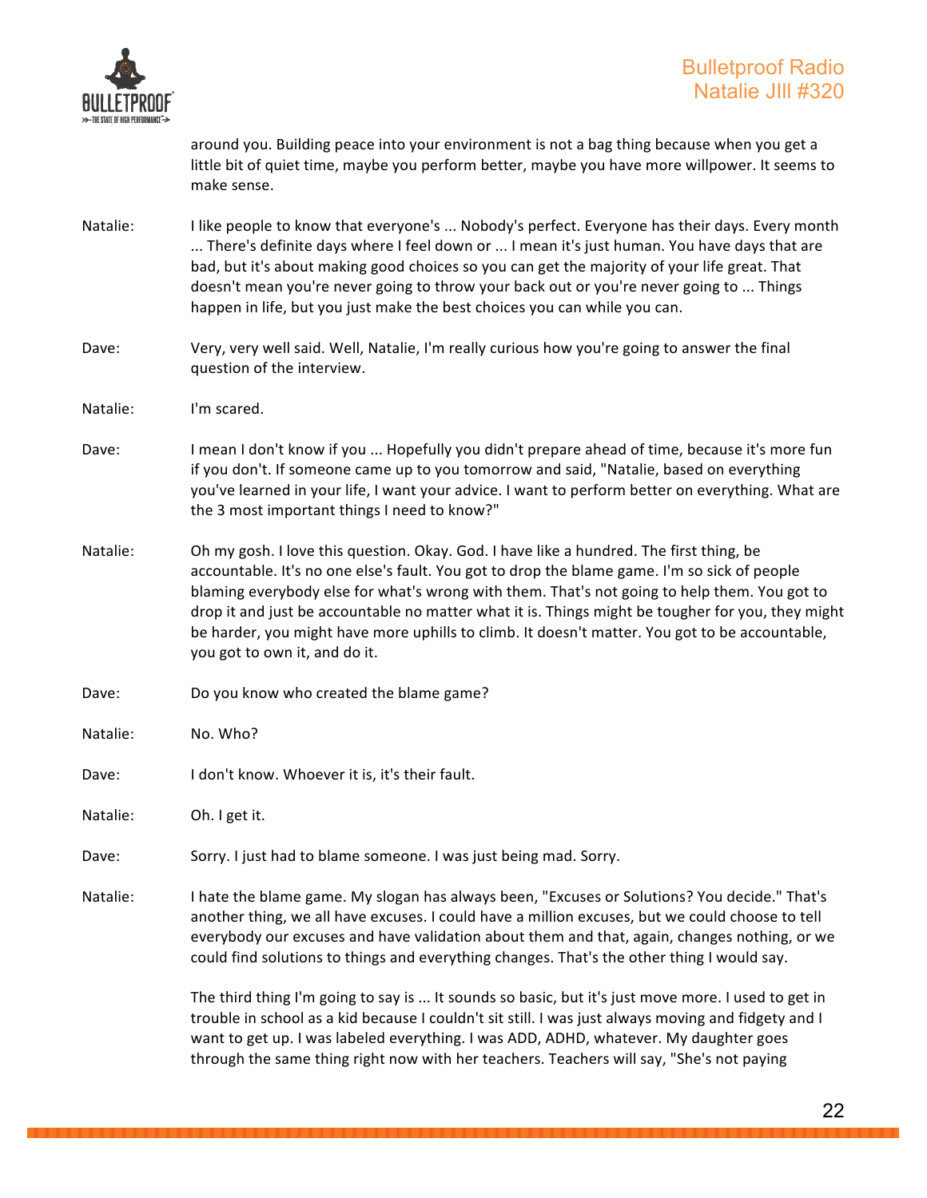around you. Building peace into your environment is not a bag thing because when you get a little bit of quiet time, maybe you perform better, maybe you have more willpower. It seems to make sense.

Natalie: I like people to know that everyone's ... Nobody's perfect. Everyone has their days. Every month ... There's definite days where I feel down or ... I mean it's just human. You have days that are bad, but it's about making good choices so you can get the majority of your life great. That doesn't mean you're never going to throw your back out or you're never going to ... Things happen in life, but you just make the best choices you can while you can.

Dave: Very, very well said. Well, Natalie, I'm really curious how you're going to answer the final question of the interview.

Natalie: I'm scared.

Dave: I mean I don't know if you ... Hopefully you didn't prepare ahead of time, because it's more fun if you don't. If someone came up to you tomorrow and said, "Natalie, based on everything you've learned in your life, I want your advice. I want to perform better on everything. What are the 3 most important things I need to know?"

Natalie: Oh my gosh. I love this question. Okay. God. I have like a hundred. The first thing, be accountable. It's no one else's fault. You got to drop the blame game. I'm so sick of people blaming everybody else for what's wrong with them. That's not going to help them. You got to drop it and just be accountable no matter what it is. Things might be tougher for you, they might be harder, you might have more uphills to climb. It doesn't matter. You got to be accountable, you got to own it, and do it.

Dave: Do you know who created the blame game?

Natalie: No. Who?

Dave: I don't know. Whoever it is, it's their fault.

Natalie: Oh. I get it.

Dave: Sorry. I just had to blame someone. I was just being mad. Sorry.

Natalie: I hate the blame game. My slogan has always been, "Excuses or Solutions? You decide." That's another thing, we all have excuses. I could have a million excuses, but we could choose to tell everybody our excuses and have validation about them and that, again, changes nothing, or we could find solutions to things and everything changes. That's the other thing I would say.

The third thing I'm going to say is ... It sounds so basic, but it's just move more. I used to get in trouble in school as a kid because I couldn't sit still. I was just always moving and fidgety and I want to get up. I was labeled everything. I was ADD, ADHD, whatever. My daughter goes through the same thing right now with her teachers. Teachers will say, "She's not paying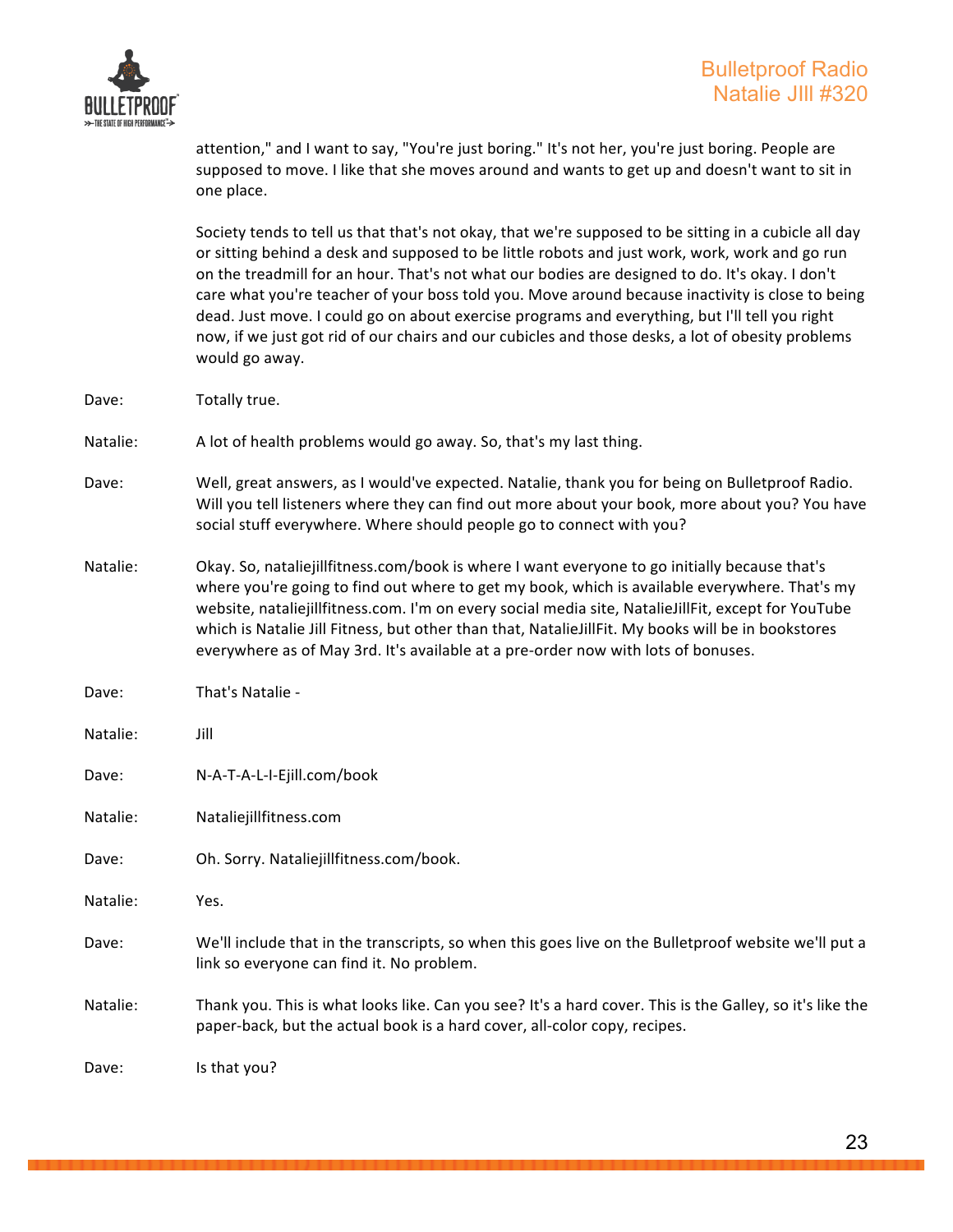attention," and I want to say, "You're just boring." It's not her, you're just boring. People are supposed to move. I like that she moves around and wants to get up and doesn't want to sit in one place.

Society tends to tell us that that's not okay, that we're supposed to be sitting in a cubicle all day or sitting behind a desk and supposed to be little robots and just work, work, work and go run on the treadmill for an hour. That's not what our bodies are designed to do. It's okay. I don't care what you're teacher of your boss told you. Move around because inactivity is close to being dead. Just move. I could go on about exercise programs and everything, but I'll tell you right now, if we just got rid of our chairs and our cubicles and those desks, a lot of obesity problems would go away.

Dave: Totally true.

Natalie: A lot of health problems would go away. So, that's my last thing.

Dave: Well, great answers, as I would've expected. Natalie, thank you for being on Bulletproof Radio. Will you tell listeners where they can find out more about your book, more about you? You have social stuff everywhere. Where should people go to connect with you?

Natalie: Okay. So, nataliejillfitness.com/book is where I want everyone to go initially because that's where you're going to find out where to get my book, which is available everywhere. That's my website, nataliejillfitness.com. I'm on every social media site, NatalieJillFit, except for YouTube which is Natalie Jill Fitness, but other than that, NatalieJillFit. My books will be in bookstores everywhere as of May 3rd. It's available at a pre-order now with lots of bonuses.

Dave: That's Natalie -

Natalie: Jill

Dave: N-A-T-A-L-I-Ejill.com/book

Natalie: Nataliejillfitness.com

Dave: Oh. Sorry. Nataliejillfitness.com/book.

Natalie: Yes.

Dave: We'll include that in the transcripts, so when this goes live on the Bulletproof website we'll put a link so everyone can find it. No problem.

Natalie: Thank you. This is what looks like. Can you see? It's a hard cover. This is the Galley, so it's like the paper-back, but the actual book is a hard cover, all-color copy, recipes.

Dave: Is that you?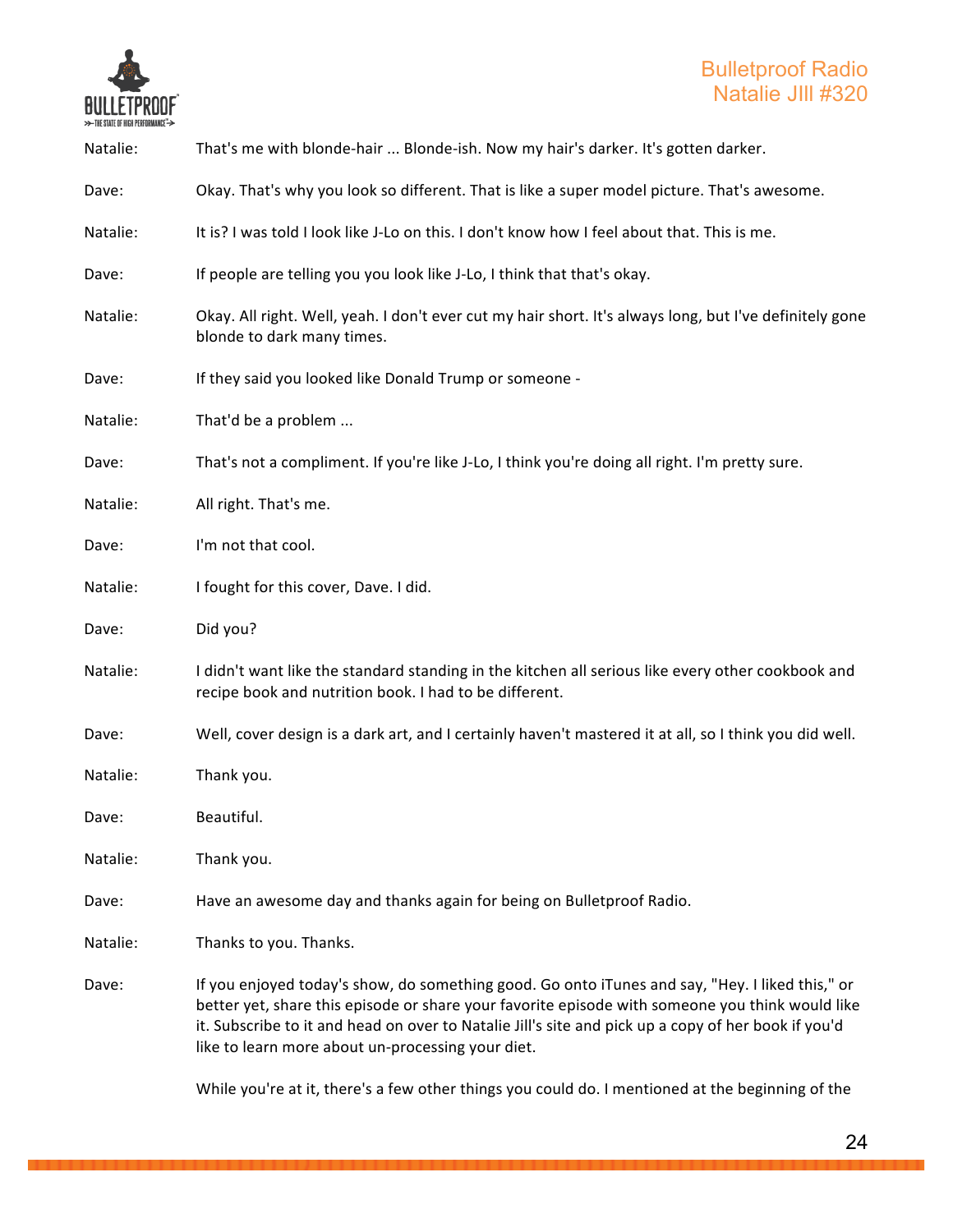Natalie: That's me with blonde-hair ... Blonde-ish. Now my hair's darker. It's gotten darker.

Dave: Okay. That's why you look so different. That is like a super model picture. That's awesome.

Natalie: It is? I was told I look like J-Lo on this. I don't know how I feel about that. This is me.

Dave: If people are telling you you look like J-Lo, I think that that's okay.

Natalie: Okay. All right. Well, yeah. I don't ever cut my hair short. It's always long, but I've definitely gone blonde to dark many times.

Dave: If they said you looked like Donald Trump or someone -

Natalie: That'd be a problem ...

Dave: That's not a compliment. If you're like J-Lo, I think you're doing all right. I'm pretty sure.

Natalie: All right. That's me.

Dave: I'm not that cool.

Natalie: I fought for this cover, Dave. I did.

Dave: Did you?

Natalie: I didn't want like the standard standing in the kitchen all serious like every other cookbook and recipe book and nutrition book. I had to be different.

Dave: Well, cover design is a dark art, and I certainly haven't mastered it at all, so I think you did well.

Natalie: Thank you.

Dave: Beautiful.

Natalie: Thank you.

Dave: Have an awesome day and thanks again for being on Bulletproof Radio.

Natalie: Thanks to you. Thanks.

Dave: If you enjoyed today's show, do something good. Go onto iTunes and say, "Hey. I liked this," or better yet, share this episode or share your favorite episode with someone you think would like it. Subscribe to it and head on over to Natalie Jill's site and pick up a copy of her book if you'd like to learn more about un-processing your diet.

While you're at it, there's a few other things you could do. I mentioned at the beginning of the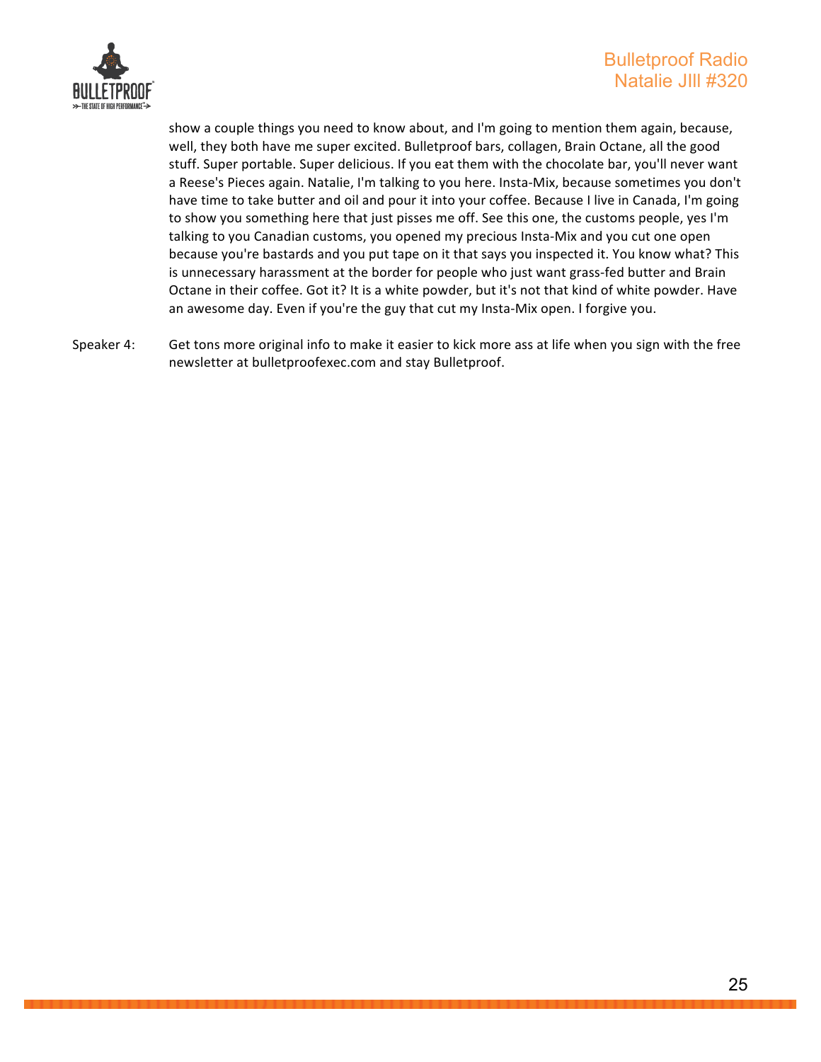show a couple things you need to know about, and I'm going to mention them again, because, well, they both have me super excited. Bulletproof bars, collagen, Brain Octane, all the good stuff. Super portable. Super delicious. If you eat them with the chocolate bar, you'll never want a Reese's Pieces again. Natalie, I'm talking to you here. Insta-Mix, because sometimes you don't have time to take butter and oil and pour it into your coffee. Because I live in Canada, I'm going to show you something here that just pisses me off. See this one, the customs people, yes I'm talking to you Canadian customs, you opened my precious Insta-Mix and you cut one open because you're bastards and you put tape on it that says you inspected it. You know what? This is unnecessary harassment at the border for people who just want grass-fed butter and Brain Octane in their coffee. Got it? It is a white powder, but it's not that kind of white powder. Have an awesome day. Even if you're the guy that cut my Insta-Mix open. I forgive you.

Speaker 4: Get tons more original info to make it easier to kick more ass at life when you sign with the free newsletter at bulletproofexec.com and stay Bulletproof.